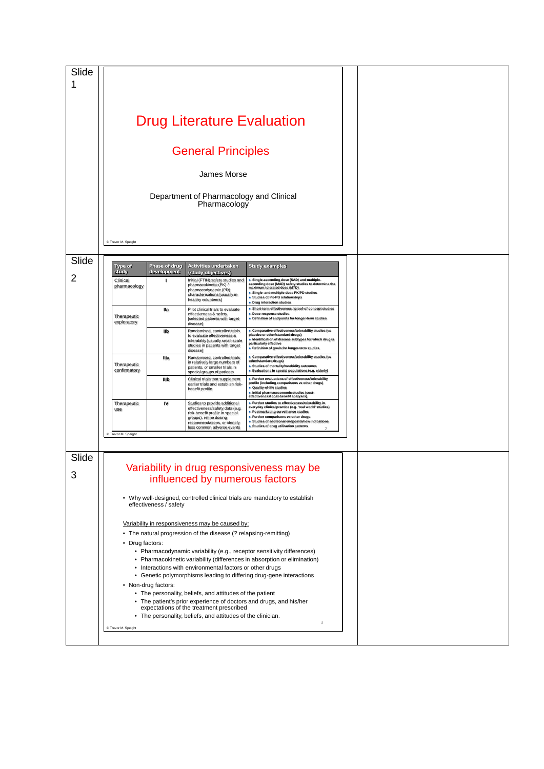Slide 1

# Drug Literature Evaluation

## General Principles

James Morse

Department of Pharmacology and Clinical Pharmacology

© Trevor M. Speight

Slide 2

| Type of study | Phase of drug development | Activities undertaken (study objectives) | Study examples |
|---|---|---|---|
| Clinical pharmacology | I | Initial (FTIH) safety studies and pharmacokinetic (PK) / pharmacodynamic (PD) characterisations [usually in healthy volunteers] | ▸ Single-ascending dose (SAD) and multiple-ascending dose (MAD) safety studies to determine the maximum tolerated dose (MTD) ▸ Single- and multiple-dose PK/PD studies ▸ Studies of PK-PD relationships ▸ Drug interaction studies |
| Therapeutic exploratory | IIa | Pilot clinical trials to evaluate effectiveness & safety [selected patients with target disease] | ▸ Short-term effectiveness / proof-of-concept studies ▸ Dose-response studies ▸ Definition of endpoints for longer-term studies |
| | IIb | Randomised, controlled trials to evaluate effectiveness & tolerability [usually small-scale studies in patients with target disease] | ▸ Comparative effectiveness/tolerability studies (vs placebo or other/standard drugs) ▸ Identification of disease subtypes for which drug is particularly effective ▸ Definition of goals for longer-term studies |
| Therapeutic confirmatory | IIIa | Randomised, controlled trials in relatively large numbers of patients, or smaller trials in special groups of patients | ▸ Comparative effectiveness/tolerability studies (vs other/standard drugs) ▸ Studies of mortality/morbidity outcomes ▸ Evaluations in special populations (e.g. elderly) |
| | IIIb | Clinical trials that supplement earlier trials and establish risk-benefit profile | ▸ Further evaluations of effectiveness/tolerability profile (including comparisons vs other drugs) ▸ Quality-of-life studies ▸ Initial pharmacoeconomic studies (cost-effectiveness/ cost-benefit analyses) |
| Therapeutic use | IV | Studies to provide additional effectiveness/safety data (e.g. risk-benefit profile in special groups), refine dosing recommendations, or identify less common adverse events | ▸ Further studies to effectiveness/tolerability in everyday clinical practice (e.g. 'real world' studies) ▸ Postmarketing surveillance studies ▸ Further comparisons vs other drugs ▸ Studies of additional endpoints/new indications ▸ Studies of drug utilisation patterns |

© Trevor M. Speight

Slide 3

# Variability in drug responsiveness may be influenced by numerous factors

- Why well-designed, controlled clinical trials are mandatory to establish effectiveness / safety

Variability in responsiveness may be caused by:

- The natural progression of the disease (? relapsing-remitting)
- Drug factors:
  - Pharmacodynamic variability (e.g., receptor sensitivity differences)
  - Pharmacokinetic variability (differences in absorption or elimination)
  - Interactions with environmental factors or other drugs
  - Genetic polymorphisms leading to differing drug-gene interactions
- Non-drug factors:
  - The personality, beliefs, and attitudes of the patient
  - The patient's prior experience of doctors and drugs, and his/her expectations of the treatment prescribed
  - The personality, beliefs, and attitudes of the clinician.

© Trevor M. Speight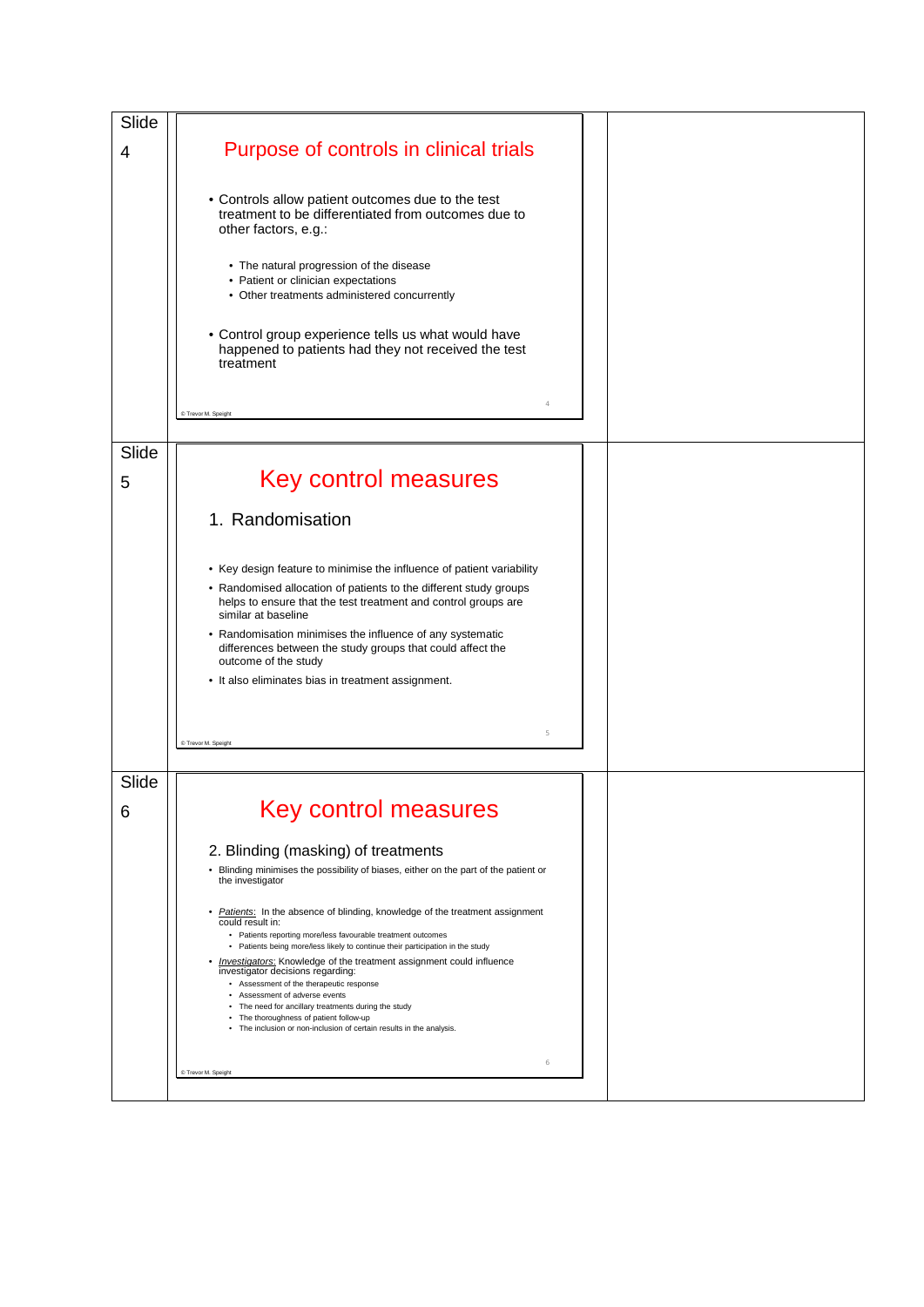Slide 4

## Purpose of controls in clinical trials

- Controls allow patient outcomes due to the test treatment to be differentiated from outcomes due to other factors, e.g.:
  - The natural progression of the disease
  - Patient or clinician expectations
  - Other treatments administered concurrently
- Control group experience tells us what would have happened to patients had they not received the test treatment

© Trevor M. Speight

Slide 5

## Key control measures

### 1. Randomisation

- Key design feature to minimise the influence of patient variability
- Randomised allocation of patients to the different study groups helps to ensure that the test treatment and control groups are similar at baseline
- Randomisation minimises the influence of any systematic differences between the study groups that could affect the outcome of the study
- It also eliminates bias in treatment assignment.

© Trevor M. Speight

Slide 6

## Key control measures

### 2. Blinding (masking) of treatments

- Blinding minimises the possibility of biases, either on the part of the patient or the investigator
- *Patients*: In the absence of blinding, knowledge of the treatment assignment could result in:
  - Patients reporting more/less favourable treatment outcomes
  - Patients being more/less likely to continue their participation in the study
- *Investigators*: Knowledge of the treatment assignment could influence investigator decisions regarding:
  - Assessment of the therapeutic response
  - Assessment of adverse events
  - The need for ancillary treatments during the study
  - The thoroughness of patient follow-up
  - The inclusion or non-inclusion of certain results in the analysis.

© Trevor M. Speight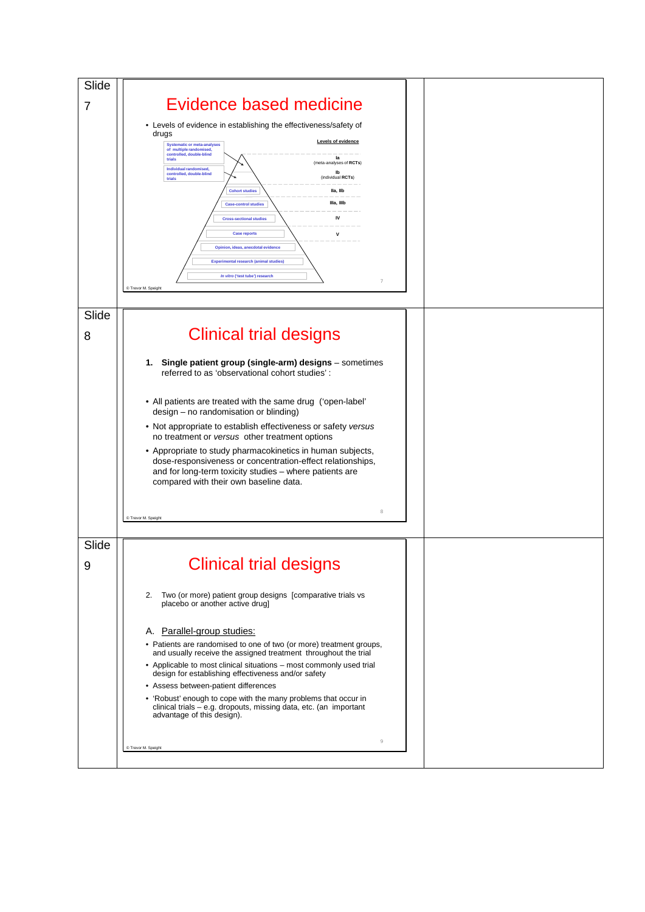Slide 7

# Evidence based medicine

- Levels of evidence in establishing the effectiveness/safety of drugs

| Study type | Levels of evidence |
|---|---|
| Systematic or meta-analyses of multiple randomised, controlled, double-blind trials | Ia (meta-analyses of **RCTs**) |
| Individual randomised, controlled, double-blind trials | Ib (individual **RCTs**) |
| Cohort studies | IIa, IIb |
| Case-control studies | IIIa, IIIb |
| Cross-sectional studies | IV |
| Case reports | V |
| Opinion, ideas, anecdotal evidence | |
| Experimental research (animal studies) | |
| *In vitro* ('test tube') research | |

© Trevor M. Speight

Slide 8

# Clinical trial designs

1. **Single patient group (single-arm) designs** – sometimes referred to as 'observational cohort studies' :

- All patients are treated with the same drug ('open-label' design – no randomisation or blinding)
- Not appropriate to establish effectiveness or safety *versus* no treatment or *versus* other treatment options
- Appropriate to study pharmacokinetics in human subjects, dose-responsiveness or concentration-effect relationships, and for long-term toxicity studies – where patients are compared with their own baseline data.

© Trevor M. Speight

Slide 9

# Clinical trial designs

2. Two (or more) patient group designs [comparative trials vs placebo or another active drug]

A. Parallel-group studies:

- Patients are randomised to one of two (or more) treatment groups, and usually receive the assigned treatment throughout the trial
- Applicable to most clinical situations – most commonly used trial design for establishing effectiveness and/or safety
- Assess between-patient differences
- 'Robust' enough to cope with the many problems that occur in clinical trials – e.g. dropouts, missing data, etc. (an important advantage of this design).

© Trevor M. Speight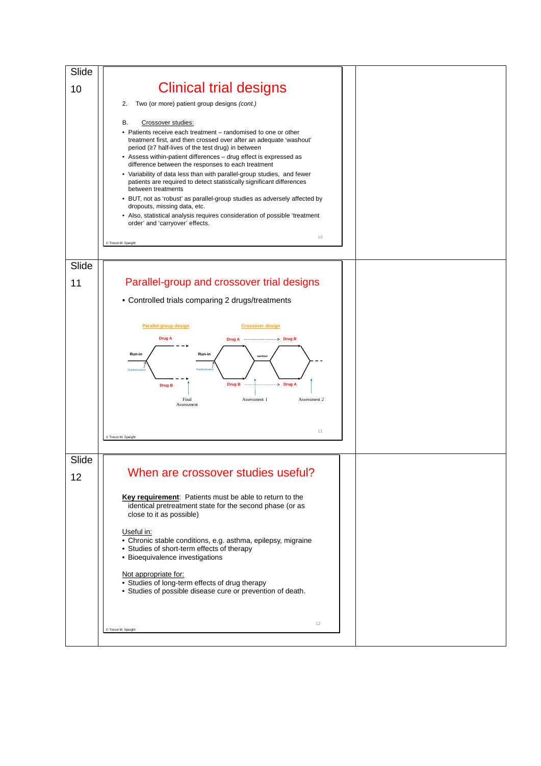Slide 10

# Clinical trial designs

2. Two (or more) patient group designs *(cont.)*

B. Crossover studies:

- Patients receive each treatment – randomised to one or other treatment first, and then crossed over after an adequate 'washout' period (≥7 half-lives of the test drug) in between
- Assess within-patient differences – drug effect is expressed as difference between the responses to each treatment
- Variability of data less than with parallel-group studies, and fewer patients are required to detect statistically significant differences between treatments
- BUT, not as 'robust' as parallel-group studies as adversely affected by dropouts, missing data, etc.
- Also, statistical analysis requires consideration of possible 'treatment order' and 'carryover' effects.

© Trevor M. Speight

Slide 11

# Parallel-group and crossover trial designs

- Controlled trials comparing 2 drugs/treatments

Parallel-group design: Run-in → Randomisation → Drug A / Drug B → Final Assessment

Crossover design: Run-in → Randomisation → Drug A / Drug B → Assessment 1 → washout → Drug B / Drug A → Assessment 2

© Trevor M. Speight

Slide 12

# When are crossover studies useful?

**Key requirement**: Patients must be able to return to the identical pretreatment state for the second phase (or as close to it as possible)

Useful in:

- Chronic stable conditions, e.g. asthma, epilepsy, migraine
- Studies of short-term effects of therapy
- Bioequivalence investigations

Not appropriate for:

- Studies of long-term effects of drug therapy
- Studies of possible disease cure or prevention of death.

© Trevor M. Speight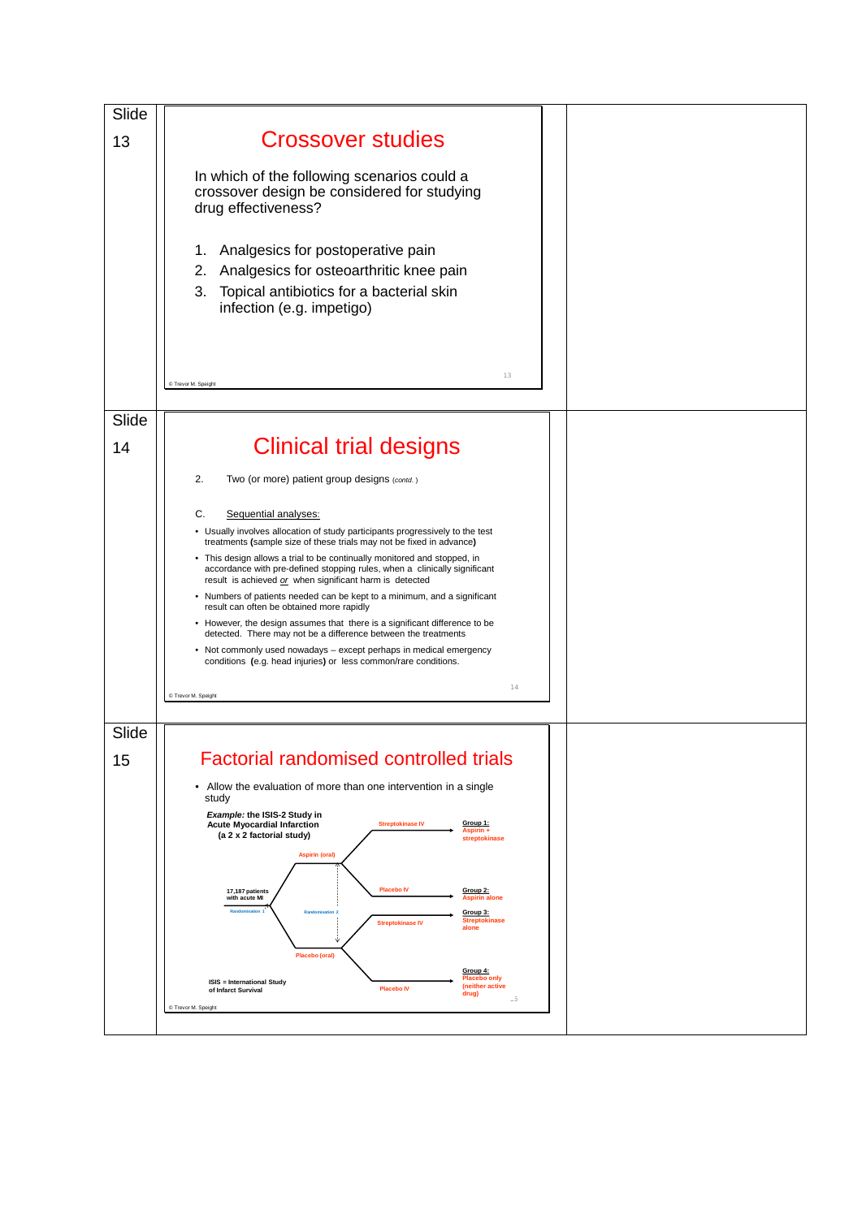Slide 13

# Crossover studies

In which of the following scenarios could a crossover design be considered for studying drug effectiveness?

1. Analgesics for postoperative pain
2. Analgesics for osteoarthritic knee pain
3. Topical antibiotics for a bacterial skin infection (e.g. impetigo)

© Trevor M. Speight

Slide 14

# Clinical trial designs

2. Two (or more) patient group designs *(contd.)*

C. Sequential analyses:

- Usually involves allocation of study participants progressively to the test treatments **(**sample size of these trials may not be fixed in advance**)**
- This design allows a trial to be continually monitored and stopped, in accordance with pre-defined stopping rules, when a clinically significant result is achieved *or* when significant harm is detected
- Numbers of patients needed can be kept to a minimum, and a significant result can often be obtained more rapidly
- However, the design assumes that there is a significant difference to be detected. There may not be a difference between the treatments
- Not commonly used nowadays – except perhaps in medical emergency conditions **(**e.g. head injuries**)** or less common/rare conditions.

© Trevor M. Speight

Slide 15

# Factorial randomised controlled trials

- Allow the evaluation of more than one intervention in a single study

***Example:* the ISIS-2 Study in Acute Myocardial Infarction (a 2 x 2 factorial study)**

17,187 patients with acute MI → Randomisation 1 → Aspirin (oral) / Placebo (oral) → Randomisation 2:

- Aspirin (oral) → Streptokinase IV → **Group 1:** Aspirin + streptokinase
- Aspirin (oral) → Placebo IV → **Group 2:** Aspirin alone
- Placebo (oral) → Streptokinase IV → **Group 3:** Streptokinase alone
- Placebo (oral) → Placebo IV → **Group 4:** Placebo only (neither active drug)

ISIS = International Study of Infarct Survival

© Trevor M. Speight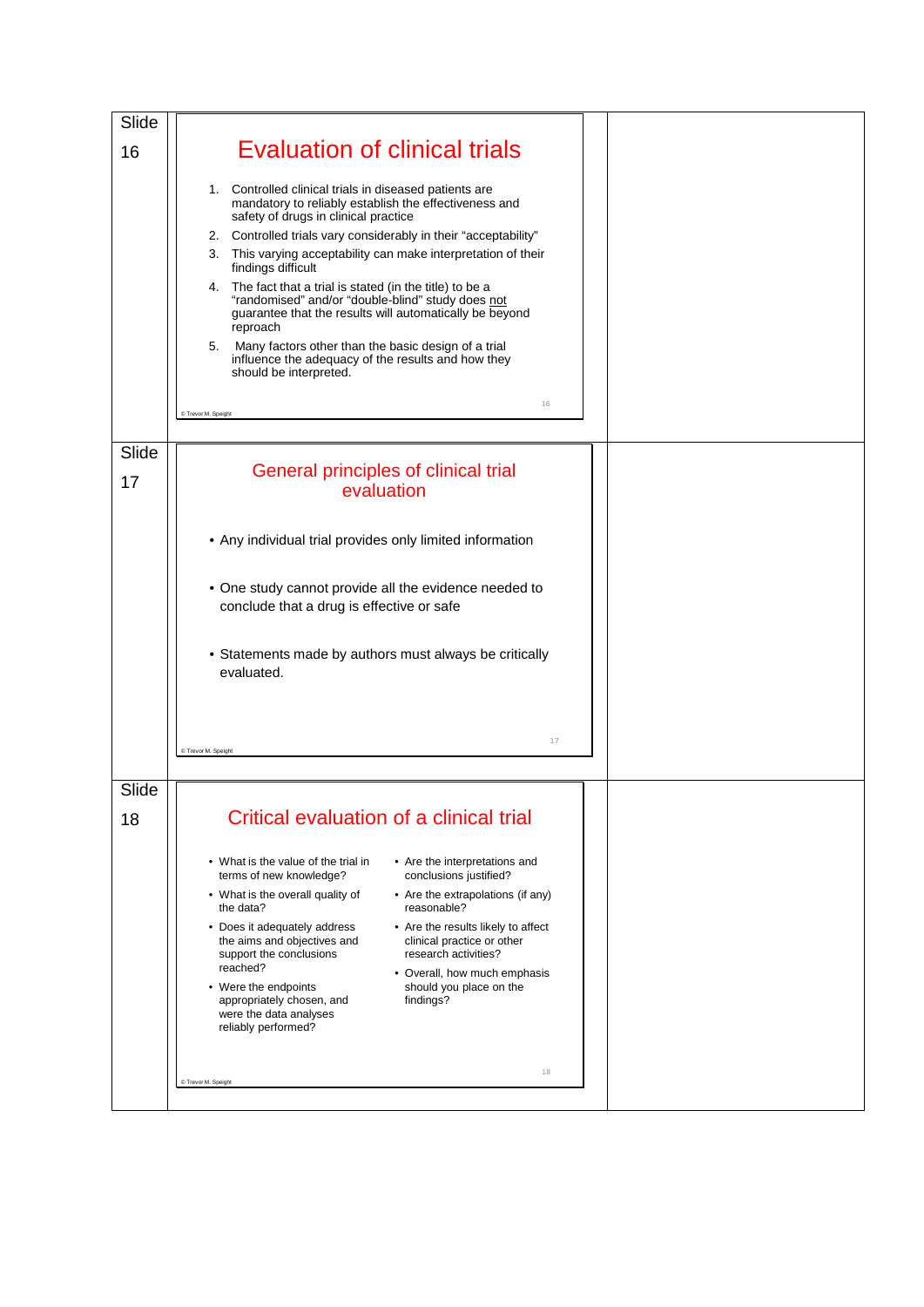Slide 16

# Evaluation of clinical trials

1. Controlled clinical trials in diseased patients are mandatory to reliably establish the effectiveness and safety of drugs in clinical practice
2. Controlled trials vary considerably in their "acceptability"
3. This varying acceptability can make interpretation of their findings difficult
4. The fact that a trial is stated (in the title) to be a "randomised" and/or "double-blind" study does not guarantee that the results will automatically be beyond reproach
5. Many factors other than the basic design of a trial influence the adequacy of the results and how they should be interpreted.

© Trevor M. Speight

Slide 17

# General principles of clinical trial evaluation

- Any individual trial provides only limited information
- One study cannot provide all the evidence needed to conclude that a drug is effective or safe
- Statements made by authors must always be critically evaluated.

© Trevor M. Speight

Slide 18

# Critical evaluation of a clinical trial

- What is the value of the trial in terms of new knowledge?
- What is the overall quality of the data?
- Does it adequately address the aims and objectives and support the conclusions reached?
- Were the endpoints appropriately chosen, and were the data analyses reliably performed?
- Are the interpretations and conclusions justified?
- Are the extrapolations (if any) reasonable?
- Are the results likely to affect clinical practice or other research activities?
- Overall, how much emphasis should you place on the findings?

© Trevor M. Speight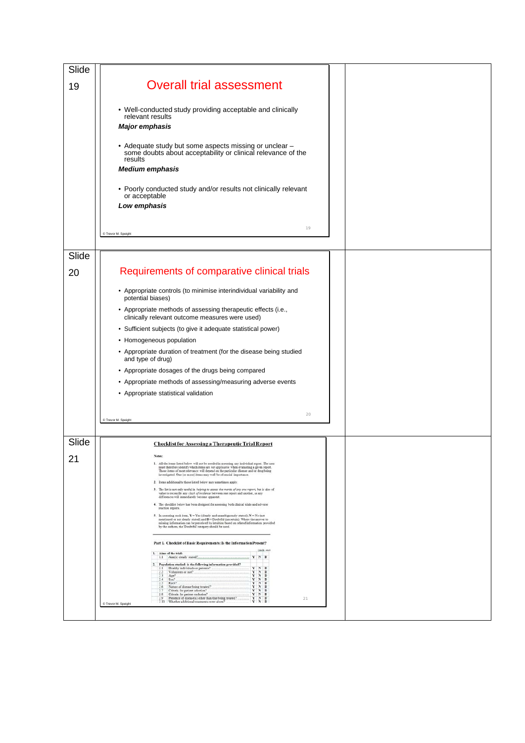Slide 19

## Overall trial assessment

- Well-conducted study providing acceptable and clinically relevant results

***Major emphasis***

- Adequate study but some aspects missing or unclear – some doubts about acceptability or clinical relevance of the results

***Medium emphasis***

- Poorly conducted study and/or results not clinically relevant or acceptable

***Low emphasis***

© Trevor M. Speight

Slide 20

## Requirements of comparative clinical trials

- Appropriate controls (to minimise interindividual variability and potential biases)
- Appropriate methods of assessing therapeutic effects (i.e., clinically relevant outcome measures were used)
- Sufficient subjects (to give it adequate statistical power)
- Homogeneous population
- Appropriate duration of treatment (for the disease being studied and type of drug)
- Appropriate dosages of the drugs being compared
- Appropriate methods of assessing/measuring adverse events
- Appropriate statistical validation

© Trevor M. Speight

Slide 21

## Checklist for Assessing a Therapeutic Trial Report

**Notes:**

1. All the items listed below will not be needed in assessing any individual report. The user must therefore identify which items are *not applicable* when evaluating a given report. Those items of most relevance will depend on the particular disease and/or drug being investigated. One (or more) items may well be of crucial importance.
2. Items additional to those listed below may sometimes apply.
3. The list is not only useful in *helping to assess the merits of any one report*, but is also of value to reconcile any *clash of evidence* between one report and another, as any differences will immediately become apparent.
4. The checklist below has been designed for assessing both clinical trials and adverse reaction reports.
5. In assessing each item, Y = Yes (clearly and unambiguously stated); N = No (not mentioned or not clearly stated) and D = Doubtful (uncertain). Where the answer to missing information can be perceived by intuition based on related information provided by the authors, the 'Doubtful' category should be used.

**Part 1. Checklist of Basic Requirements: Is the Information Present?**

| | | (circle one) | | |
|---|---|---|---|---|
| **1.** | **Aims of the trial:** | | | |
| 1.1 | Aim(s) clearly stated? | Y | N | D |
| **2.** | **Population studied: is the following information provided?** | | | |
| 2.1 | Healthy individuals or patients? | Y | N | D |
| 2.2 | Volunteers or not? | Y | N | D |
| 2.3 | Age? | Y | N | D |
| 2.4 | Sex? | Y | N | D |
| 2.5 | Race? | Y | N | D |
| 2.6 | Nature of disease being treated? | Y | N | D |
| 2.7 | Criteria for patient selection? | Y | N | D |
| 2.8 | Criteria for patient exclusion? | Y | N | D |
| 2.9 | Presence of disease(s) other than that being treated? | Y | N | D |
| 2.10 | Whether additional treatments were given? | Y | N | D |

© Trevor M. Speight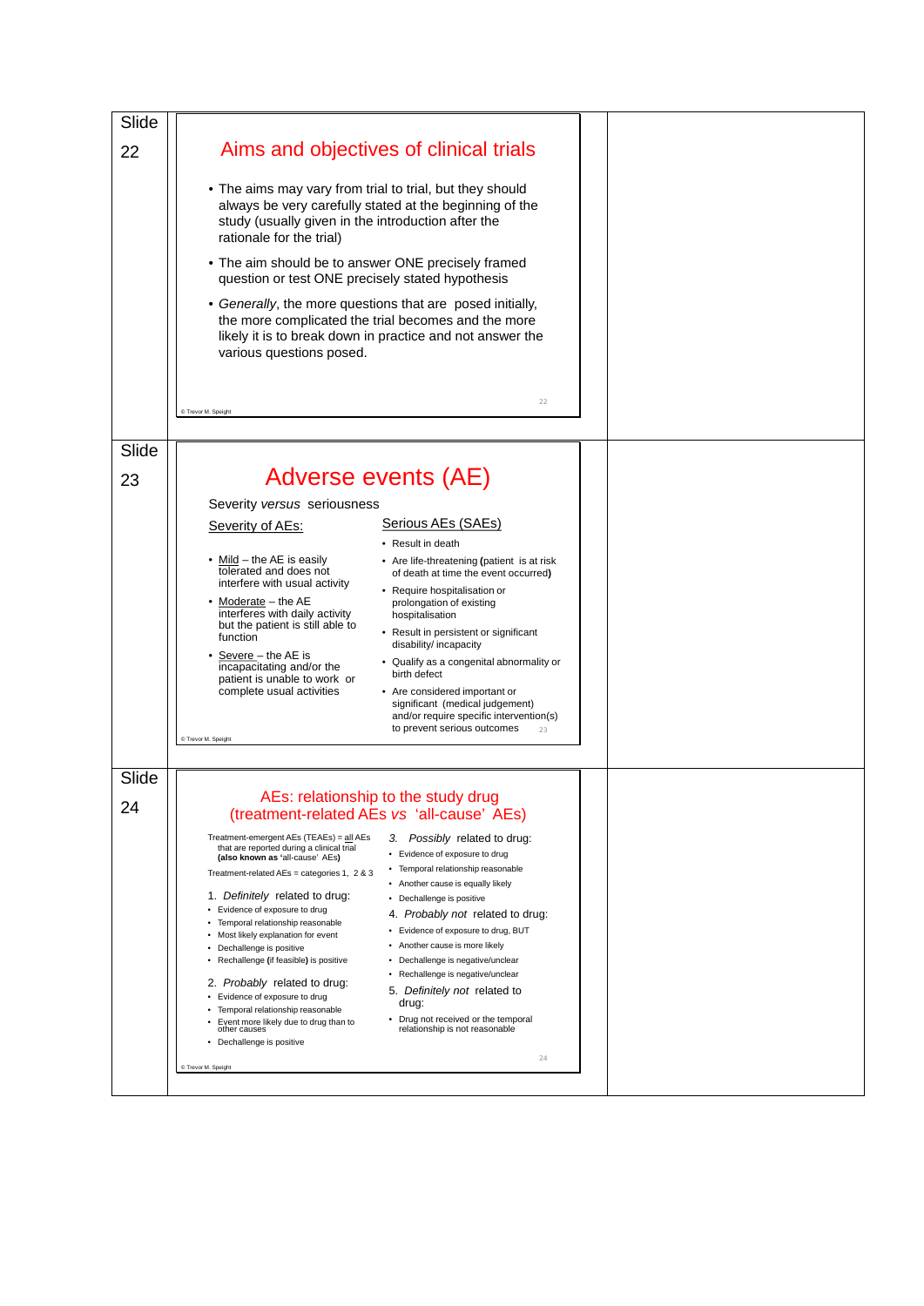Slide 22

## Aims and objectives of clinical trials

- The aims may vary from trial to trial, but they should always be very carefully stated at the beginning of the study (usually given in the introduction after the rationale for the trial)
- The aim should be to answer ONE precisely framed question or test ONE precisely stated hypothesis
- *Generally*, the more questions that are posed initially, the more complicated the trial becomes and the more likely it is to break down in practice and not answer the various questions posed.

© Trevor M. Speight

Slide 23

## Adverse events (AE)

Severity *versus* seriousness

Severity of AEs:

- Mild – the AE is easily tolerated and does not interfere with usual activity
- Moderate – the AE interferes with daily activity but the patient is still able to function
- Severe – the AE is incapacitating and/or the patient is unable to work or complete usual activities

Serious AEs (SAEs)

- Result in death
- Are life-threatening **(**patient is at risk of death at time the event occurred**)**
- Require hospitalisation or prolongation of existing hospitalisation
- Result in persistent or significant disability/ incapacity
- Qualify as a congenital abnormality or birth defect
- Are considered important or significant (medical judgement) and/or require specific intervention(s) to prevent serious outcomes

© Trevor M. Speight

Slide 24

## AEs: relationship to the study drug (treatment-related AEs *vs* 'all-cause' AEs)

Treatment-emergent AEs (TEAEs) = all AEs that are reported during a clinical trial **(also known as** 'all-cause' AEs**)**

Treatment-related AEs = categories 1, 2 & 3

1. *Definitely* related to drug:
   - Evidence of exposure to drug
   - Temporal relationship reasonable
   - Most likely explanation for event
   - Dechallenge is positive
   - Rechallenge **(**if feasible**)** is positive
2. *Probably* related to drug:
   - Evidence of exposure to drug
   - Temporal relationship reasonable
   - Event more likely due to drug than to other causes
   - Dechallenge is positive
3. *Possibly* related to drug:
   - Evidence of exposure to drug
   - Temporal relationship reasonable
   - Another cause is equally likely
   - Dechallenge is positive
4. *Probably not* related to drug:
   - Evidence of exposure to drug, BUT
   - Another cause is more likely
   - Dechallenge is negative/unclear
   - Rechallenge is negative/unclear
5. *Definitely not* related to drug:
   - Drug not received or the temporal relationship is not reasonable

© Trevor M. Speight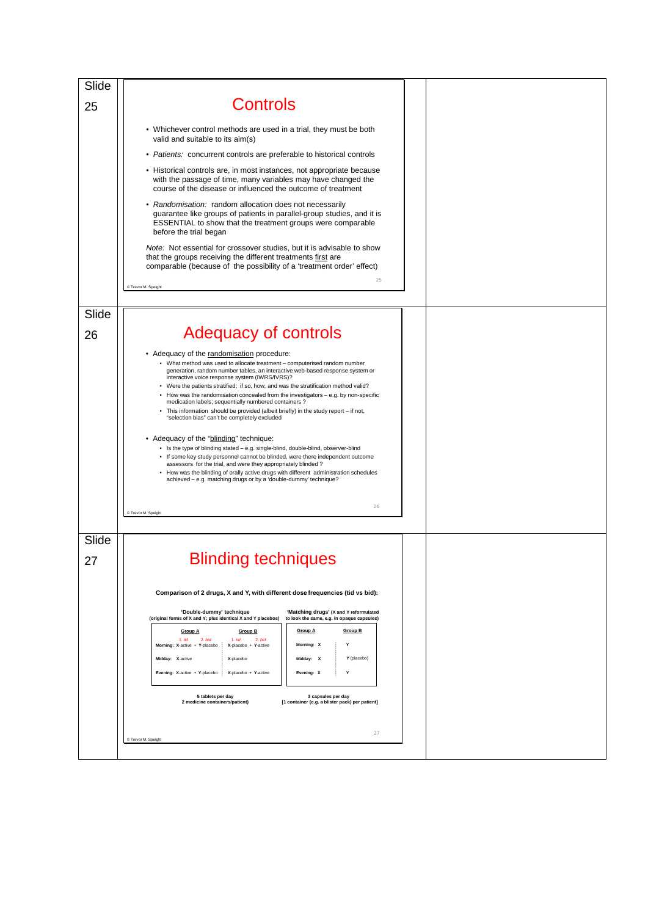Slide 25

## Controls

- Whichever control methods are used in a trial, they must be both valid and suitable to its aim(s)
- *Patients:* concurrent controls are preferable to historical controls
- Historical controls are, in most instances, not appropriate because with the passage of time, many variables may have changed the course of the disease or influenced the outcome of treatment
- *Randomisation:* random allocation does not necessarily guarantee like groups of patients in parallel-group studies, and it is ESSENTIAL to show that the treatment groups were comparable before the trial began

*Note:* Not essential for crossover studies, but it is advisable to show that the groups receiving the different treatments first are comparable (because of the possibility of a 'treatment order' effect)

© Trevor M. Speight

Slide 26

## Adequacy of controls

- Adequacy of the randomisation procedure:
  - What method was used to allocate treatment – computerised random number generation, random number tables, an interactive web-based response system or interactive voice response system (IWRS/IVRS)?
  - Were the patients stratified; if so, how; and was the stratification method valid?
  - How was the randomisation concealed from the investigators – e.g. by non-specific medication labels; sequentially numbered containers ?
  - This information should be provided (albeit briefly) in the study report – if not, "selection bias" can't be completely excluded
- Adequacy of the "blinding" technique:
  - Is the type of blinding stated – e.g. single-blind, double-blind, observer-blind
  - If some key study personnel cannot be blinded, were there independent outcome assessors for the trial, and were they appropriately blinded ?
  - How was the blinding of orally active drugs with different administration schedules achieved – e.g. matching drugs or by a 'double-dummy' technique?

© Trevor M. Speight

Slide 27

## Blinding techniques

**Comparison of 2 drugs, X and Y, with different dose frequencies (tid vs bid):**

**'Double-dummy' technique**
**(original forms of X and Y; plus identical X and Y placebos)**

| | Group A (1. tid, 2. bid) | Group B (1. tid, 2. bid) |
|---|---|---|
| Morning: | X-active + Y-placebo | X-placebo + Y-active |
| Midday: | X-active | X-placebo |
| Evening: | X-active + Y-placebo | X-placebo + Y-active |

**5 tablets per day**
**2 medicine containers/patient)**

**'Matching drugs' (X and Y reformulated to look the same, e.g. in opaque capsules)**

| | Group A | Group B |
|---|---|---|
| Morning: | X | Y |
| Midday: | X | Y (placebo) |
| Evening: | X | Y |

**3 capsules per day**
**[1 container (e.g. a blister pack) per patient]**

© Trevor M. Speight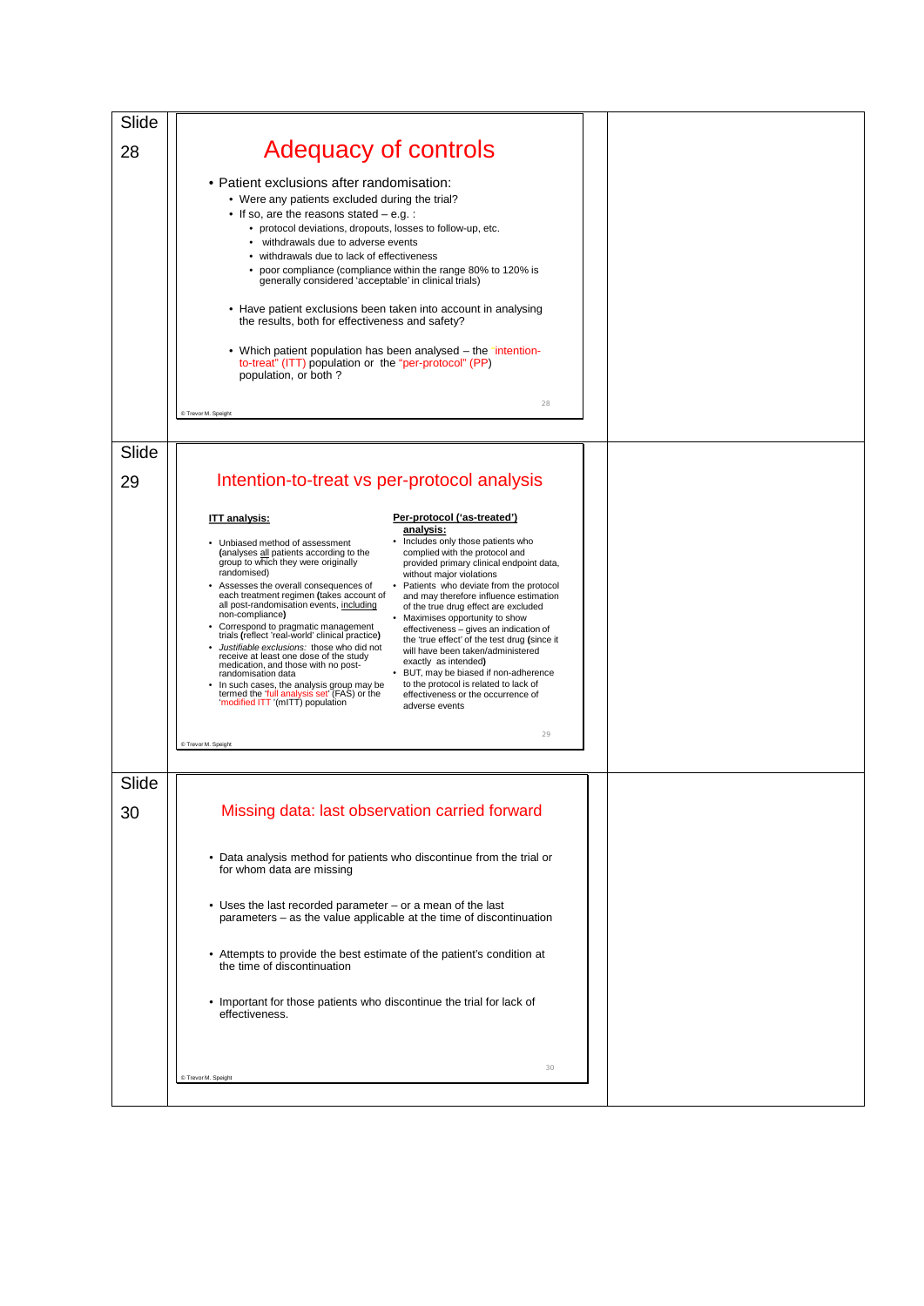Slide 28

## Adequacy of controls

- Patient exclusions after randomisation:
  - Were any patients excluded during the trial?
  - If so, are the reasons stated – e.g. :
    - protocol deviations, dropouts, losses to follow-up, etc.
    - withdrawals due to adverse events
    - withdrawals due to lack of effectiveness
    - poor compliance (compliance within the range 80% to 120% is generally considered 'acceptable' in clinical trials)
  - Have patient exclusions been taken into account in analysing the results, both for effectiveness and safety?
  - Which patient population has been analysed – the 'intention-to-treat" (ITT) population or the "per-protocol" (PP) population, or both ?

© Trevor M. Speight

Slide 29

## Intention-to-treat vs per-protocol analysis

**ITT analysis:**

- Unbiased method of assessment **(**analyses all patients according to the group to which they were originally randomised)
- Assesses the overall consequences of each treatment regimen **(**takes account of all post-randomisation events, including non-compliance**)**
- Correspond to pragmatic management trials **(**reflect 'real-world' clinical practice**)**
- *Justifiable exclusions:* those who did not receive at least one dose of the study medication, and those with no post-randomisation data
- In such cases, the analysis group may be termed the 'full analysis set' (FAS) or the 'modified ITT '(mITT) population

**Per-protocol ('as-treated') analysis:**

- Includes only those patients who complied with the protocol and provided primary clinical endpoint data, without major violations
- Patients who deviate from the protocol and may therefore influence estimation of the true drug effect are excluded
- Maximises opportunity to show effectiveness – gives an indication of the 'true effect' of the test drug **(**since it will have been taken/administered exactly as intended**)**
- BUT, may be biased if non-adherence to the protocol is related to lack of effectiveness or the occurrence of adverse events

© Trevor M. Speight

Slide 30

## Missing data: last observation carried forward

- Data analysis method for patients who discontinue from the trial or for whom data are missing
- Uses the last recorded parameter – or a mean of the last parameters – as the value applicable at the time of discontinuation
- Attempts to provide the best estimate of the patient's condition at the time of discontinuation
- Important for those patients who discontinue the trial for lack of effectiveness.

© Trevor M. Speight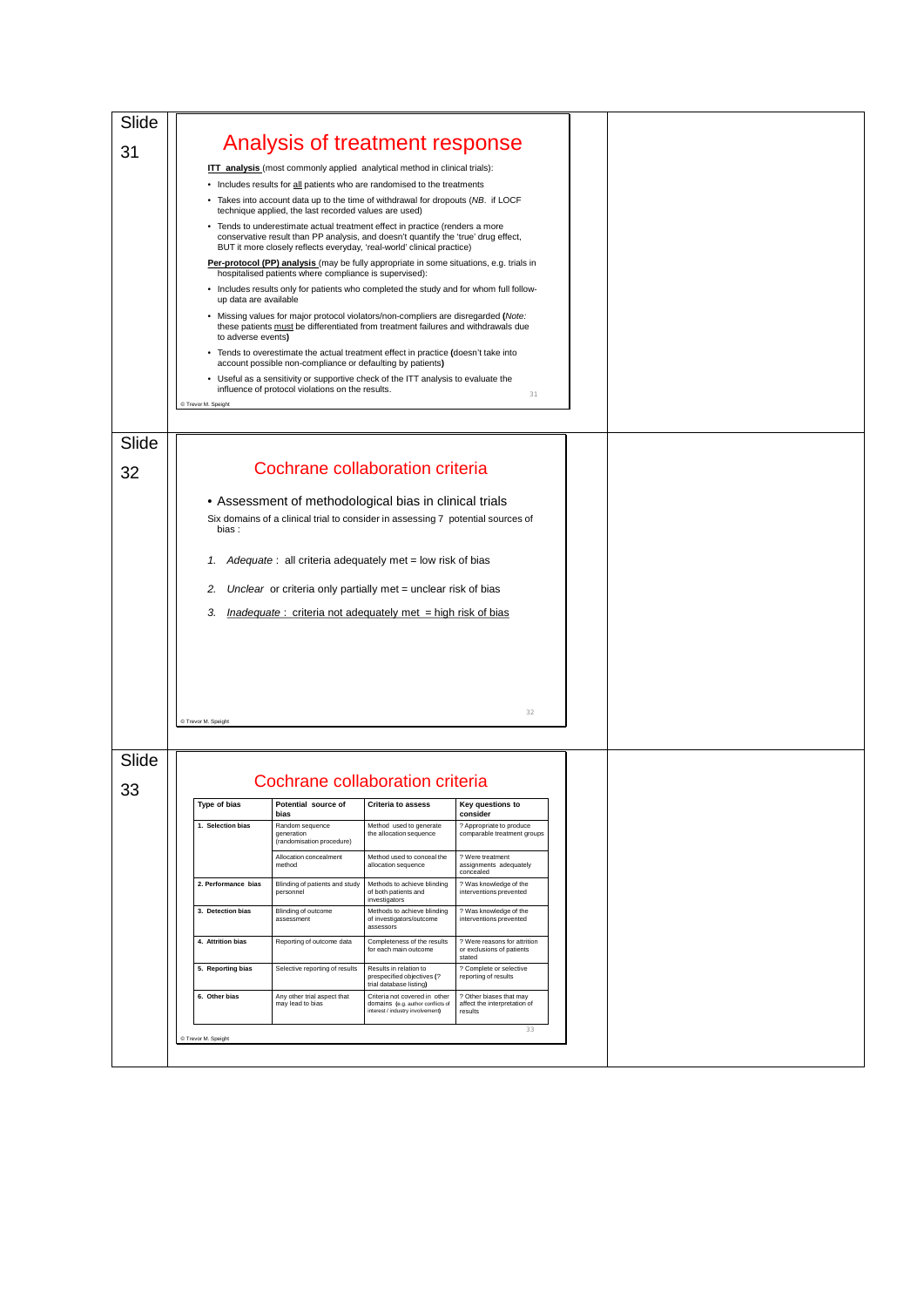Slide 31

# Analysis of treatment response

**ITT analysis** (most commonly applied analytical method in clinical trials):

- Includes results for all patients who are randomised to the treatments
- Takes into account data up to the time of withdrawal for dropouts (*NB*. if LOCF technique applied, the last recorded values are used)
- Tends to underestimate actual treatment effect in practice (renders a more conservative result than PP analysis, and doesn't quantify the 'true' drug effect, BUT it more closely reflects everyday, 'real-world' clinical practice)

**Per-protocol (PP) analysis** (may be fully appropriate in some situations, e.g. trials in hospitalised patients where compliance is supervised):

- Includes results only for patients who completed the study and for whom full follow-up data are available
- Missing values for major protocol violators/non-compliers are disregarded **(***Note:* these patients must be differentiated from treatment failures and withdrawals due to adverse events**)**
- Tends to overestimate the actual treatment effect in practice **(**doesn't take into account possible non-compliance or defaulting by patients**)**
- Useful as a sensitivity or supportive check of the ITT analysis to evaluate the influence of protocol violations on the results.

© Trevor M. Speight

Slide 32

# Cochrane collaboration criteria

- Assessment of methodological bias in clinical trials

Six domains of a clinical trial to consider in assessing 7 potential sources of bias :

1. *Adequate* : all criteria adequately met = low risk of bias
2. *Unclear* or criteria only partially met = unclear risk of bias
3. *Inadequate* : criteria not adequately met = high risk of bias

© Trevor M. Speight

Slide 33

# Cochrane collaboration criteria

| Type of bias | Potential source of bias | Criteria to assess | Key questions to consider |
|---|---|---|---|
| **1. Selection bias** | Random sequence generation (randomisation procedure) | Method used to generate the allocation sequence | ? Appropriate to produce comparable treatment groups |
| | Allocation concealment method | Method used to conceal the allocation sequence | ? Were treatment assignments adequately concealed |
| **2. Performance bias** | Blinding of patients and study personnel | Methods to achieve blinding of both patients and investigators | ? Was knowledge of the interventions prevented |
| **3. Detection bias** | Blinding of outcome assessment | Methods to achieve blinding of investigators/outcome assessors | ? Was knowledge of the interventions prevented |
| **4. Attrition bias** | Reporting of outcome data | Completeness of the results for each main outcome | ? Were reasons for attrition or exclusions of patients stated |
| **5. Reporting bias** | Selective reporting of results | Results in relation to prespecified objectives (? trial database listing) | ? Complete or selective reporting of results |
| **6. Other bias** | Any other trial aspect that may lead to bias | Criteria not covered in other domains (e.g. author conflicts of interest / industry involvement) | ? Other biases that may affect the interpretation of results |

© Trevor M. Speight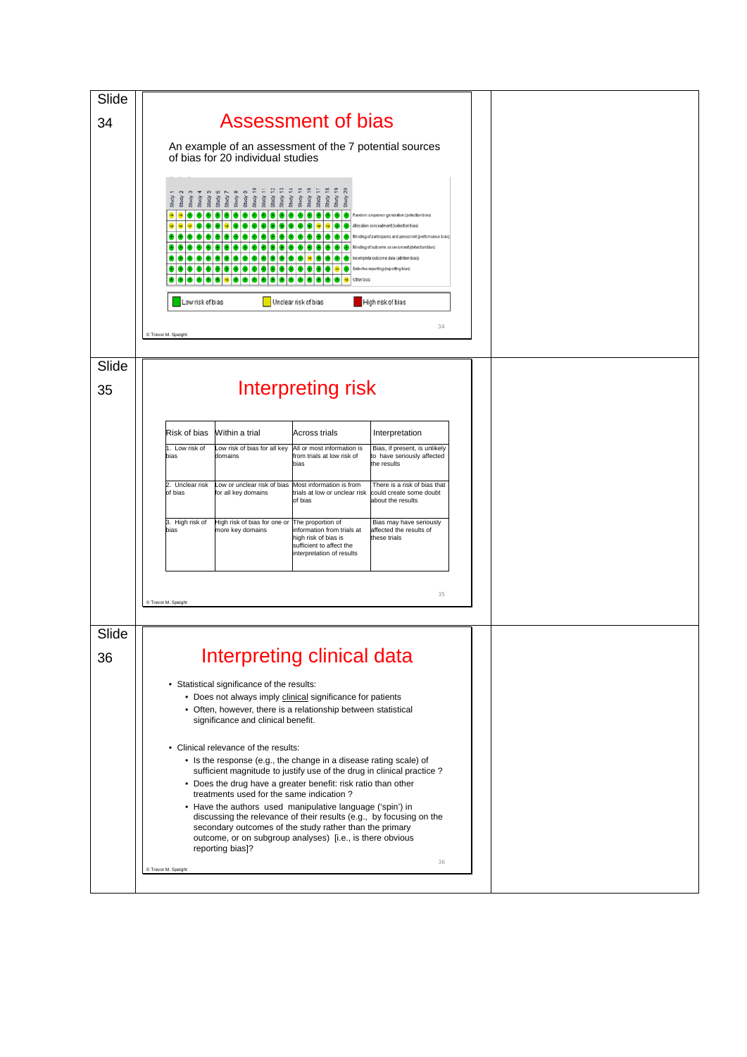Slide 34

# Assessment of bias

An example of an assessment of the 7 potential sources of bias for 20 individual studies

Study 1, Study 2, Study 3, Study 4, Study 5, Study 6, Study 7, Study 8, Study 9, Study 10, Study 11, Study 12, Study 13, Study 14, Study 15, Study 16, Study 17, Study 18, Study 19, Study 20

- Random sequence generation (selection bias)
- Allocation concealment (selection bias)
- Blinding of participants and personnel (performance bias)
- Blinding of outcome assessment (detection bias)
- Incomplete outcome data (attrition bias)
- Selective reporting (reporting bias)
- Other bias

Low risk of bias | Unclear risk of bias | High risk of bias

© Trevor M. Speight

Slide 35

# Interpreting risk

| Risk of bias | Within a trial | Across trials | Interpretation |
|---|---|---|---|
| 1. Low risk of bias | Low risk of bias for all key domains | All or most information is from trials at low risk of bias | Bias, if present, is unlikely to have seriously affected the results |
| 2. Unclear risk of bias | Low or unclear risk of bias for all key domains | Most information is from trials at low or unclear risk of bias | There is a risk of bias that could create some doubt about the results |
| 3. High risk of bias | High risk of bias for one or more key domains | The proportion of information from trials at high risk of bias is sufficient to affect the interpretation of results | Bias may have seriously affected the results of these trials |

© Trevor M. Speight

Slide 36

# Interpreting clinical data

- Statistical significance of the results:
  - Does not always imply clinical significance for patients
  - Often, however, there is a relationship between statistical significance and clinical benefit.
- Clinical relevance of the results:
  - Is the response (e.g., the change in a disease rating scale) of sufficient magnitude to justify use of the drug in clinical practice ?
  - Does the drug have a greater benefit: risk ratio than other treatments used for the same indication ?
  - Have the authors used manipulative language ('spin') in discussing the relevance of their results (e.g., by focusing on the secondary outcomes of the study rather than the primary outcome, or on subgroup analyses) [i.e., is there obvious reporting bias]?

© Trevor M. Speight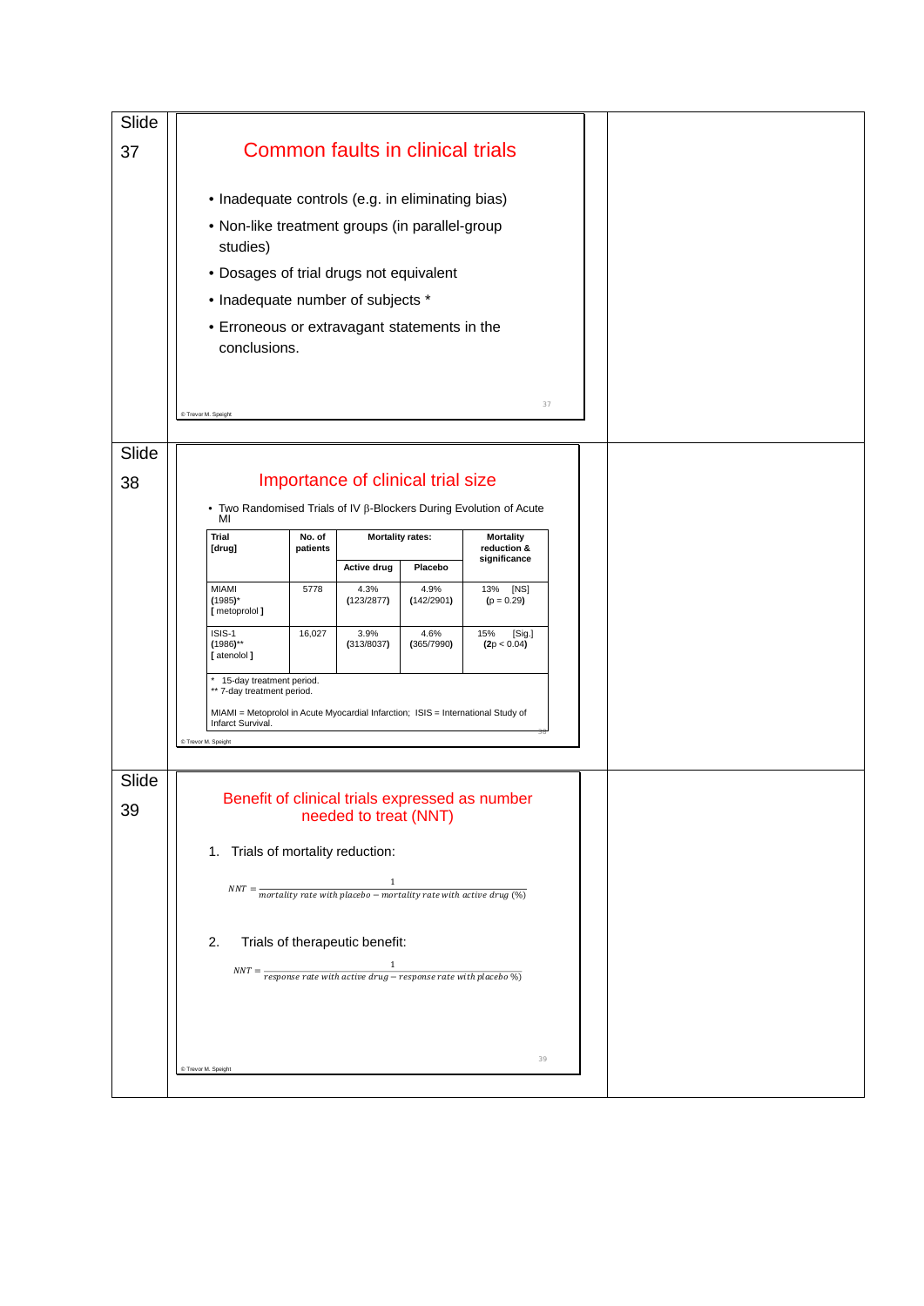Slide 37

## Common faults in clinical trials

- Inadequate controls (e.g. in eliminating bias)
- Non-like treatment groups (in parallel-group studies)
- Dosages of trial drugs not equivalent
- Inadequate number of subjects *
- Erroneous or extravagant statements in the conclusions.

© Trevor M. Speight

Slide 38

## Importance of clinical trial size

- Two Randomised Trials of IV β-Blockers During Evolution of Acute MI

| Trial [drug] | No. of patients | Mortality rates: | | Mortality reduction & significance |
|---|---|---|---|---|
| | | Active drug | Placebo | |
| MIAMI (1985)* [ metoprolol ] | 5778 | 4.3% (123/2877) | 4.9% (142/2901) | 13% [NS] ($p = 0.29$) |
| ISIS-1 (1986)** [ atenolol ] | 16,027 | 3.9% (313/8037) | 4.6% (365/7990) | 15% [Sig.] ($2p < 0.04$) |

\* 15-day treatment period.
\*\* 7-day treatment period.

MIAMI = Metoprolol in Acute Myocardial Infarction; ISIS = International Study of Infarct Survival.

© Trevor M. Speight

Slide 39

## Benefit of clinical trials expressed as number needed to treat (NNT)

1. Trials of mortality reduction:

$$NNT = \frac{1}{mortality\ rate\ with\ placebo - mortality\ rate\ with\ active\ drug\ (\%)}$$

2. Trials of therapeutic benefit:

$$NNT = \frac{1}{response\ rate\ with\ active\ drug - response\ rate\ with\ placebo\ \%)}$$

© Trevor M. Speight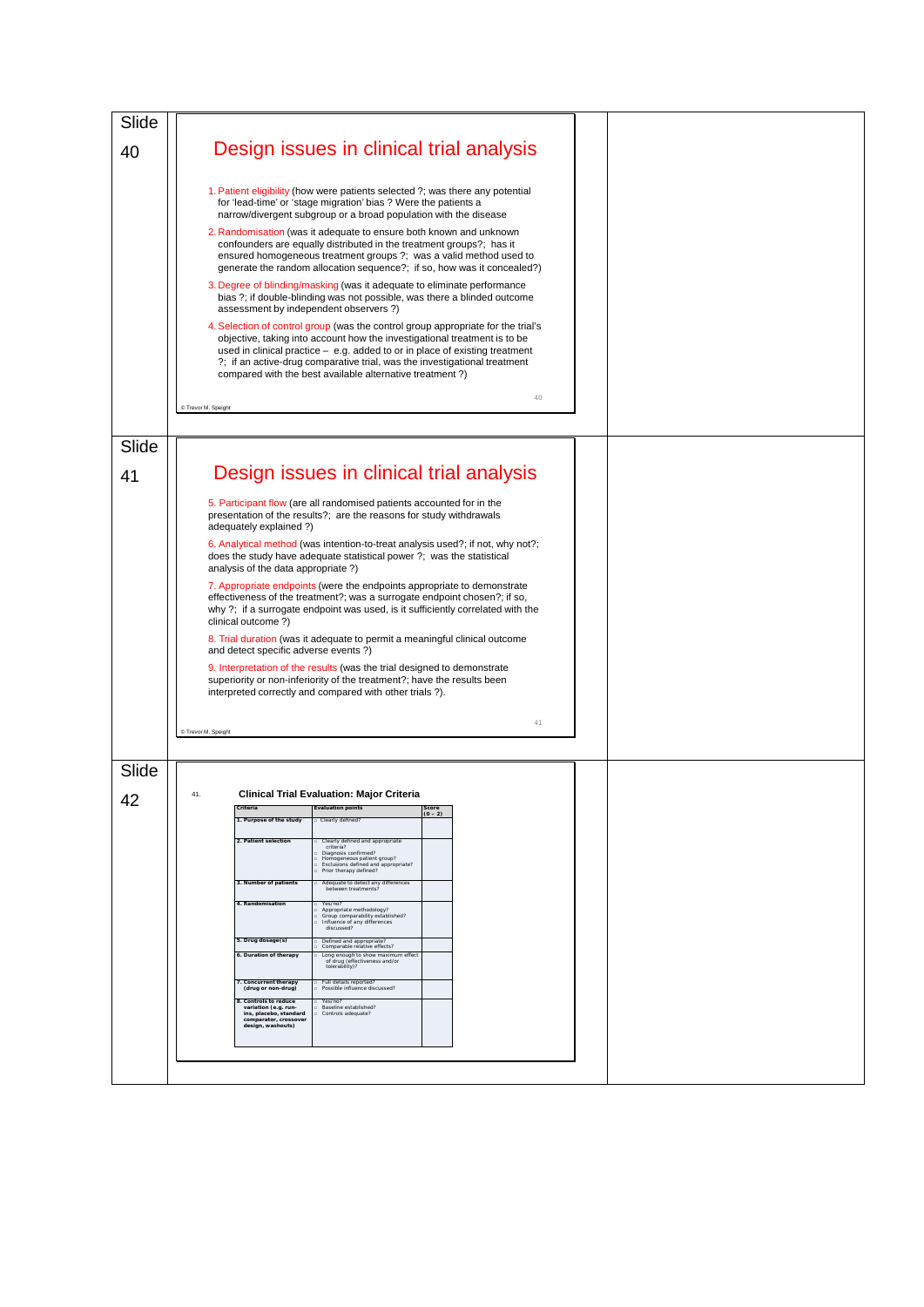Slide 40

# Design issues in clinical trial analysis

1. Patient eligibility (how were patients selected ?; was there any potential for 'lead-time' or 'stage migration' bias ? Were the patients a narrow/divergent subgroup or a broad population with the disease
2. Randomisation (was it adequate to ensure both known and unknown confounders are equally distributed in the treatment groups?; has it ensured homogeneous treatment groups ?; was a valid method used to generate the random allocation sequence?; if so, how was it concealed?)
3. Degree of blinding/masking (was it adequate to eliminate performance bias ?; if double-blinding was not possible, was there a blinded outcome assessment by independent observers ?)
4. Selection of control group (was the control group appropriate for the trial's objective, taking into account how the investigational treatment is to be used in clinical practice – e.g. added to or in place of existing treatment ?; if an active-drug comparative trial, was the investigational treatment compared with the best available alternative treatment ?)

© Trevor M. Speight

Slide 41

# Design issues in clinical trial analysis

5. Participant flow (are all randomised patients accounted for in the presentation of the results?; are the reasons for study withdrawals adequately explained ?)

6. Analytical method (was intention-to-treat analysis used?; if not, why not?; does the study have adequate statistical power ?; was the statistical analysis of the data appropriate ?)

7. Appropriate endpoints (were the endpoints appropriate to demonstrate effectiveness of the treatment?; was a surrogate endpoint chosen?; if so, why ?; if a surrogate endpoint was used, is it sufficiently correlated with the clinical outcome ?)

8. Trial duration (was it adequate to permit a meaningful clinical outcome and detect specific adverse events ?)

9. Interpretation of the results (was the trial designed to demonstrate superiority or non-inferiority of the treatment?; have the results been interpreted correctly and compared with other trials ?).

© Trevor M. Speight

Slide 42

41. **Clinical Trial Evaluation: Major Criteria**

| Criteria | Evaluation points | Score (0 - 2) |
|---|---|---|
| 1. Purpose of the study | □ Clearly defined? | |
| 2. Patient selection | □ Clearly defined and appropriate criteria? □ Diagnosis confirmed? □ Homogeneous patient group? □ Exclusions defined and appropriate? □ Prior therapy defined? | |
| 3. Number of patients | □ Adequate to detect any differences between treatments? | |
| 4. Randomisation | □ Yes/no? □ Appropriate methodology? □ Group comparability established? □ Influence of any differences discussed? | |
| 5. Drug dosage(s) | □ Defined and appropriate? □ Comparable relative effects? | |
| 6. Duration of therapy | □ Long enough to show maximum effect of drug (effectiveness and/or tolerability)? | |
| 7. Concurrent therapy (drug or non-drug) | □ Full details reported? □ Possible influence discussed? | |
| 8. Controls to reduce variation (e.g. run-ins, placebo, standard comparator, crossover design, washouts) | □ Yes/no? □ Baseline established? □ Controls adequate? | |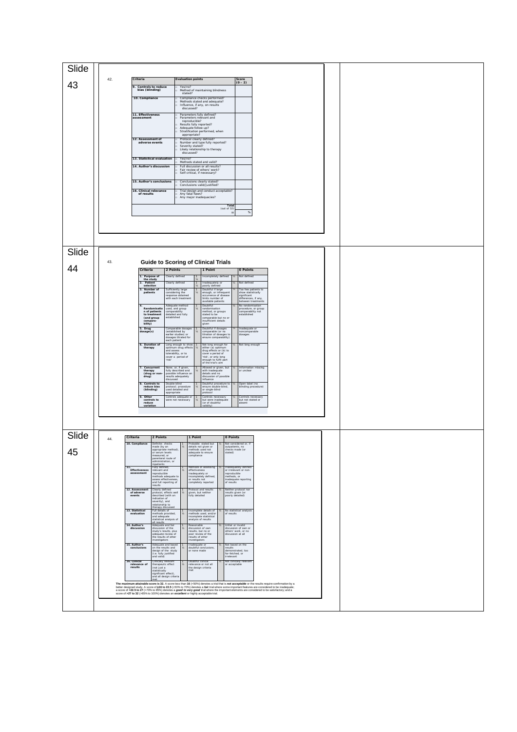Slide 43

42.

| Criteria | Evaluation points | Score (0 - 2) |
|---|---|---|
| **9. Controls to reduce bias (blinding)** | □ Yes/no? □ Method of maintaining blindness stated? | |
| **10. Compliance** | □ Compliance checks performed? □ Methods stated and adequate? □ Influence, if any, on results discussed? | |
| **11. Effectiveness assessment** | □ Parameters fully defined? □ Parameters relevant and reproducible? □ Results fully reported? □ Adequate follow-up? □ Stratification performed, when appropriate? | |
| **12. Assessment of adverse events** | □ Protocol clearly defined? □ Number and type fully reported? □ Severity stated? □ Likely relationship to therapy discussed? | |
| **13. Statistical evaluation** | □ Yes/no? □ Methods stated and valid? | |
| **14. Author's discussion** | □ Full discussion or all results? □ Fair review of others' work? □ Self-critical, if necessary? | |
| **15. Author's conclusions** | □ Conclusions clearly stated? □ Conclusions valid/justified? | |
| **16. Clinical relevance of results** | □ Trial design and conduct acceptable? □ Any fatal flaws? □ Any major inadequacies? | |
| | **Total** (out of 32) | |
| | = | % |

Slide 44

43.

## Guide to Scoring of Clinical Trials

| Criteria | 2 Points | | 1 Point | | 0 Points |
|---|---|---|---|---|---|
| **1. Purpose of the study** | Clearly defined | 1 ½ | Incompletely defined | ½ | Not defined |
| **2. Patient selection** | Clearly defined | 1 ½ | Inadequately or poorly defined | ½ | Not defined |
| **3. Number of patients** | Sufficiently large considering the response obtained with each treatment | 1 ½ | Doubtful if large enough, or infrequent occurrence of disease limits number of available patients | ½ | Too few patients to show statistically significant differences, if any, between treatments |
| **4. Randomisation of patients to treatment (and group compara-bility)** | Adequate method used, and group comparability detailed and fully established | 1 ½ | Doubtful randomisation method, or groups stated to be comparable but no or insufficient details given | ½ | No randomisation procedure, or group comparability not established |
| **5. Drug dosage(s)** | Comparable dosages (established by earlier studies) or dosages titrated for each patient | 1 ½ | Doubtful if dosages comparable (or no titration of dosages to ensure comparability) | ½ | Inadequate or noncomparable dosages |
| **6. Duration of therapy** | Long enough to show optimum drug effects and assess tolerability, or to cover a period of 'risk' | 1 ½ | Not long enough for either (a) optimum drug effects or (b) to cover a period of 'risk', or only long enough to fulfil part of the trial's aim | ½ | Not long enough |
| **7. Concurrent therapy (drug or non-drug)** | None; or, if given, fully described and possible influence on results adequately discussed | 1 ½ | Allowed or given, but with inadequate details and no discussion of possible influence | ½ | Information missing or unclear |
| **8. Controls to reduce bias (blinding)** | Double-blind protocol; procedure used detailed and appropriate | 1 ½ | Doubtful procedure to ensure double-blind, or single-blind protocol | ½ | Open-label (no blinding procedure) |
| **9. Other controls to reduce variation** | Controls adequate or were not necessary | 1 ½ | Controls necessary but were inadequate (or of doubtful validity) | ½ | Controls necessary but not stated or absent |

Slide 45

44.

| Criteria | 2 Points | | 1 Point | | 0 Points |
|---|---|---|---|---|---|
| **10. Compliance** | Definite: checks made (by an appropriate method), or serum levels measured, or parenteral route of administration, or inpatients | 1 ½ | Probable: stated but details not given or methods used not adequate to ensure compliance | ½ | Not considered or, if outpatients, no checks made (or stated) |
| **11. Effectiveness assessment** | Fully defined, relevant and reproducible methods adequate to assess effectiveness, and full reporting of results | 1 ½ | Methods of assessing effectiveness inadequately or incompletely defined, or results not completely reported | ½ | Inadequately defined or irrelevant or non-reproducible methods, or inadequate reporting of results |
| **12. Assessment of adverse events** | Clearly defined protocol, effects well described (with an indication of severity), and relationship to therapy discussed | 1 ½ | Protocol and results given, but neither fully detailed | ½ | Neither protocol nor results given (or poorly detailed) |
| **13. Statistical evaluation** | Full details of methods provided, and adequate statistical analysis of all results | 1 ½ | Incomplete details of methods used, and/or incomplete statistical analysis of results | ½ | No statistical analysis of results |
| **14. Author's discussion** | Adequate and fair discussion of the study's results, plus adequate review of the results of other investigators | 1 ½ | Reasonable discussion of own results, but no or poor review of the results of other investigators | ½ | Unfair or invalid discussion of own or others' work, or no discussion at all |
| **15. Author's conclusions** | Adequate and based on the results and design of the study (i.e. fully justified and valid) | 1 ½ | Inadequate or doubtful conclusions, or none made | ½ | Not based on the results demonstrated, too far-fetched, or irrelevant |
| **16. Clinical relevance of results** | Clinically relevant therapeutic effect (not just a statistically significant effect), and all design criteria met | 1 ½ | Doubtful clinical relevance or not all the design criteria met | ½ | Not clinically relevant or acceptable |

The **maximum attainable score is 32.** A score less than **16** (<50%) denotes a trial that is ***not acceptable*** or the results require confirmation by a better designed study. A score of **≥16 to 22.5** (≥50% to 70%) denotes a ***fair*** trial where some important features are considered to be inadequate; a score of **>22.5 to 27** (>70% to 85%) denotes a ***good to very good*** trial where the important elements are considered to be satisfactory; and a score of **>27 to 32** (>85% to 100%) denotes an ***excellent*** or highly acceptable trial.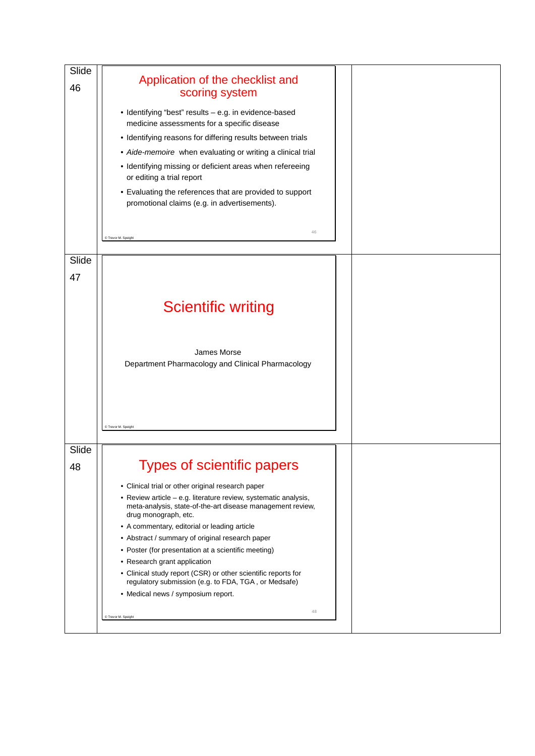Slide 46

## Application of the checklist and scoring system

- Identifying "best" results – e.g. in evidence-based medicine assessments for a specific disease
- Identifying reasons for differing results between trials
- *Aide-memoire* when evaluating or writing a clinical trial
- Identifying missing or deficient areas when refereeing or editing a trial report
- Evaluating the references that are provided to support promotional claims (e.g. in advertisements).

© Trevor M. Speight

Slide 47

## Scientific writing

James Morse
Department Pharmacology and Clinical Pharmacology

© Trevor M. Speight

Slide 48

## Types of scientific papers

- Clinical trial or other original research paper
- Review article – e.g. literature review, systematic analysis, meta-analysis, state-of-the-art disease management review, drug monograph, etc.
- A commentary, editorial or leading article
- Abstract / summary of original research paper
- Poster (for presentation at a scientific meeting)
- Research grant application
- Clinical study report (CSR) or other scientific reports for regulatory submission (e.g. to FDA, TGA , or Medsafe)
- Medical news / symposium report.

© Trevor M. Speight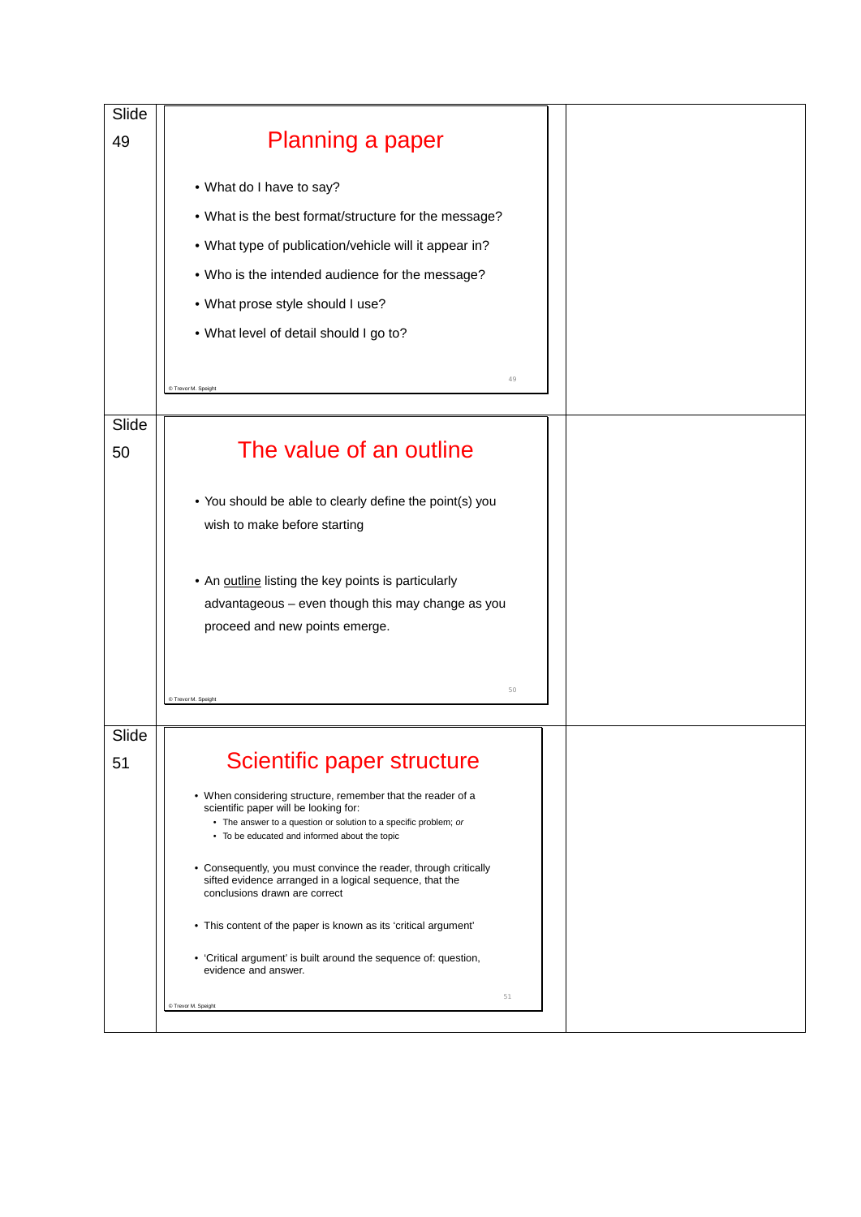Slide 49

## Planning a paper

- What do I have to say?
- What is the best format/structure for the message?
- What type of publication/vehicle will it appear in?
- Who is the intended audience for the message?
- What prose style should I use?
- What level of detail should I go to?

© Trevor M. Speight

Slide 50

## The value of an outline

- You should be able to clearly define the point(s) you wish to make before starting
- An outline listing the key points is particularly advantageous – even though this may change as you proceed and new points emerge.

© Trevor M. Speight

Slide 51

## Scientific paper structure

- When considering structure, remember that the reader of a scientific paper will be looking for:
  - The answer to a question or solution to a specific problem; *or*
  - To be educated and informed about the topic
- Consequently, you must convince the reader, through critically sifted evidence arranged in a logical sequence, that the conclusions drawn are correct
- This content of the paper is known as its 'critical argument'
- 'Critical argument' is built around the sequence of: question, evidence and answer.

© Trevor M. Speight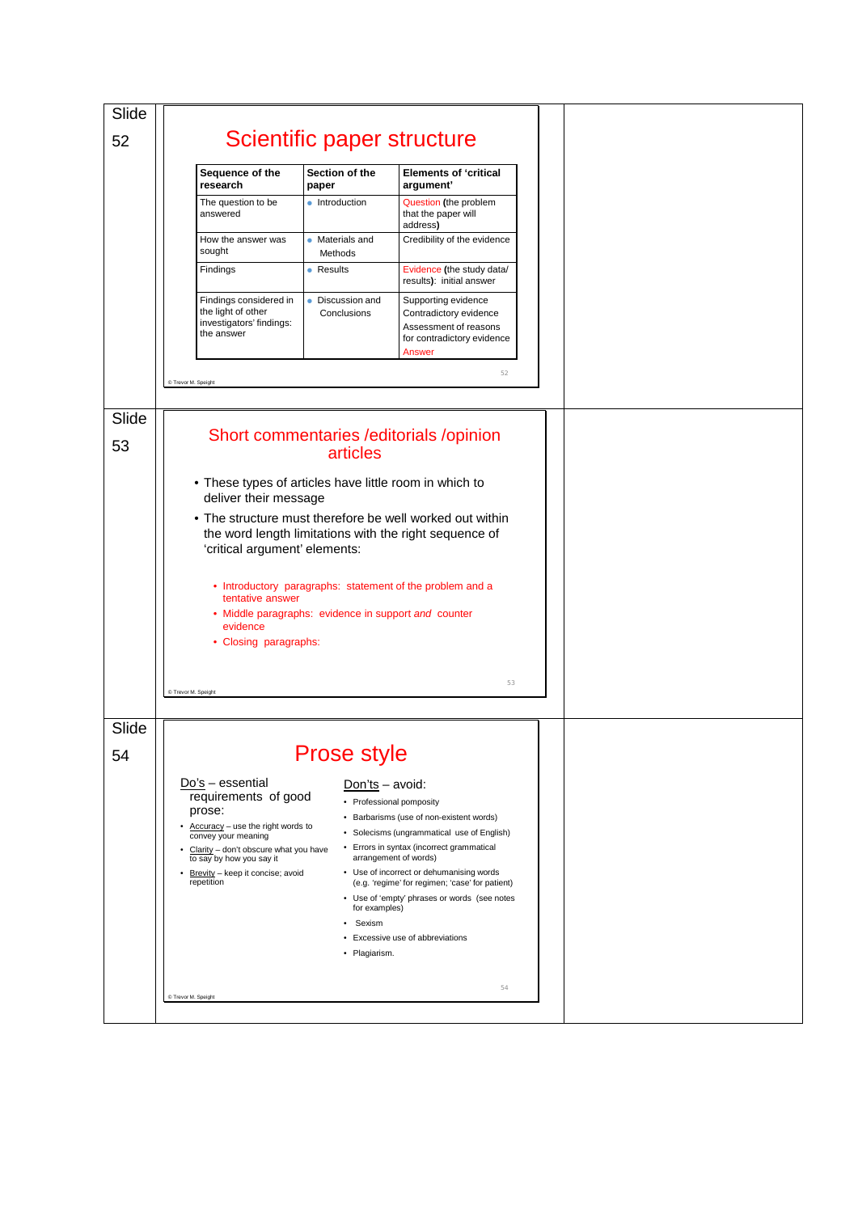Slide 52

# Scientific paper structure

| Sequence of the research | Section of the paper | Elements of 'critical argument' |
| --- | --- | --- |
| The question to be answered | • Introduction | Question (the problem that the paper will address) |
| How the answer was sought | • Materials and Methods | Credibility of the evidence |
| Findings | • Results | Evidence (the study data/ results): initial answer |
| Findings considered in the light of other investigators' findings: the answer | • Discussion and Conclusions | Supporting evidence<br>Contradictory evidence<br>Assessment of reasons for contradictory evidence<br>Answer |

© Trevor M. Speight

Slide 53

# Short commentaries /editorials /opinion articles

- These types of articles have little room in which to deliver their message
- The structure must therefore be well worked out within the word length limitations with the right sequence of 'critical argument' elements:
  - Introductory paragraphs: statement of the problem and a tentative answer
  - Middle paragraphs: evidence in support *and* counter evidence
  - Closing paragraphs:

© Trevor M. Speight

Slide 54

# Prose style

Do's – essential requirements of good prose:

- Accuracy – use the right words to convey your meaning
- Clarity – don't obscure what you have to say by how you say it
- Brevity – keep it concise; avoid repetition

Don'ts – avoid:

- Professional pomposity
- Barbarisms (use of non-existent words)
- Solecisms (ungrammatical use of English)
- Errors in syntax (incorrect grammatical arrangement of words)
- Use of incorrect or dehumanising words (e.g. 'regime' for regimen; 'case' for patient)
- Use of 'empty' phrases or words (see notes for examples)
- Sexism
- Excessive use of abbreviations
- Plagiarism.

© Trevor M. Speight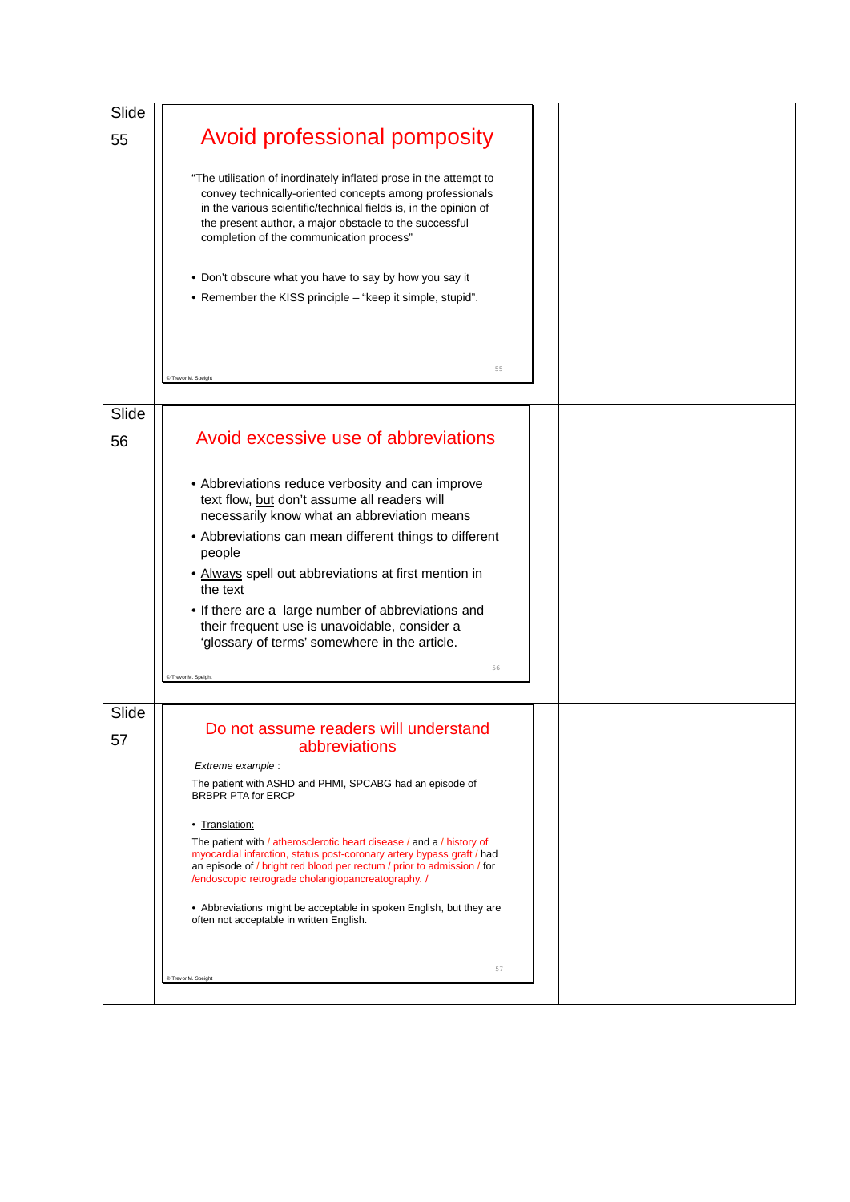Slide 55

## Avoid professional pomposity

"The utilisation of inordinately inflated prose in the attempt to convey technically-oriented concepts among professionals in the various scientific/technical fields is, in the opinion of the present author, a major obstacle to the successful completion of the communication process"

- Don't obscure what you have to say by how you say it
- Remember the KISS principle – "keep it simple, stupid".

© Trevor M. Speight

Slide 56

## Avoid excessive use of abbreviations

- Abbreviations reduce verbosity and can improve text flow, but don't assume all readers will necessarily know what an abbreviation means
- Abbreviations can mean different things to different people
- Always spell out abbreviations at first mention in the text
- If there are a large number of abbreviations and their frequent use is unavoidable, consider a 'glossary of terms' somewhere in the article.

© Trevor M. Speight

Slide 57

## Do not assume readers will understand abbreviations

*Extreme example* :

The patient with ASHD and PHMI, SPCABG had an episode of BRBPR PTA for ERCP

- Translation:

The patient with / atherosclerotic heart disease / and a / history of myocardial infarction, status post-coronary artery bypass graft / had an episode of / bright red blood per rectum / prior to admission / for /endoscopic retrograde cholangiopancreatography. /

- Abbreviations might be acceptable in spoken English, but they are often not acceptable in written English.

© Trevor M. Speight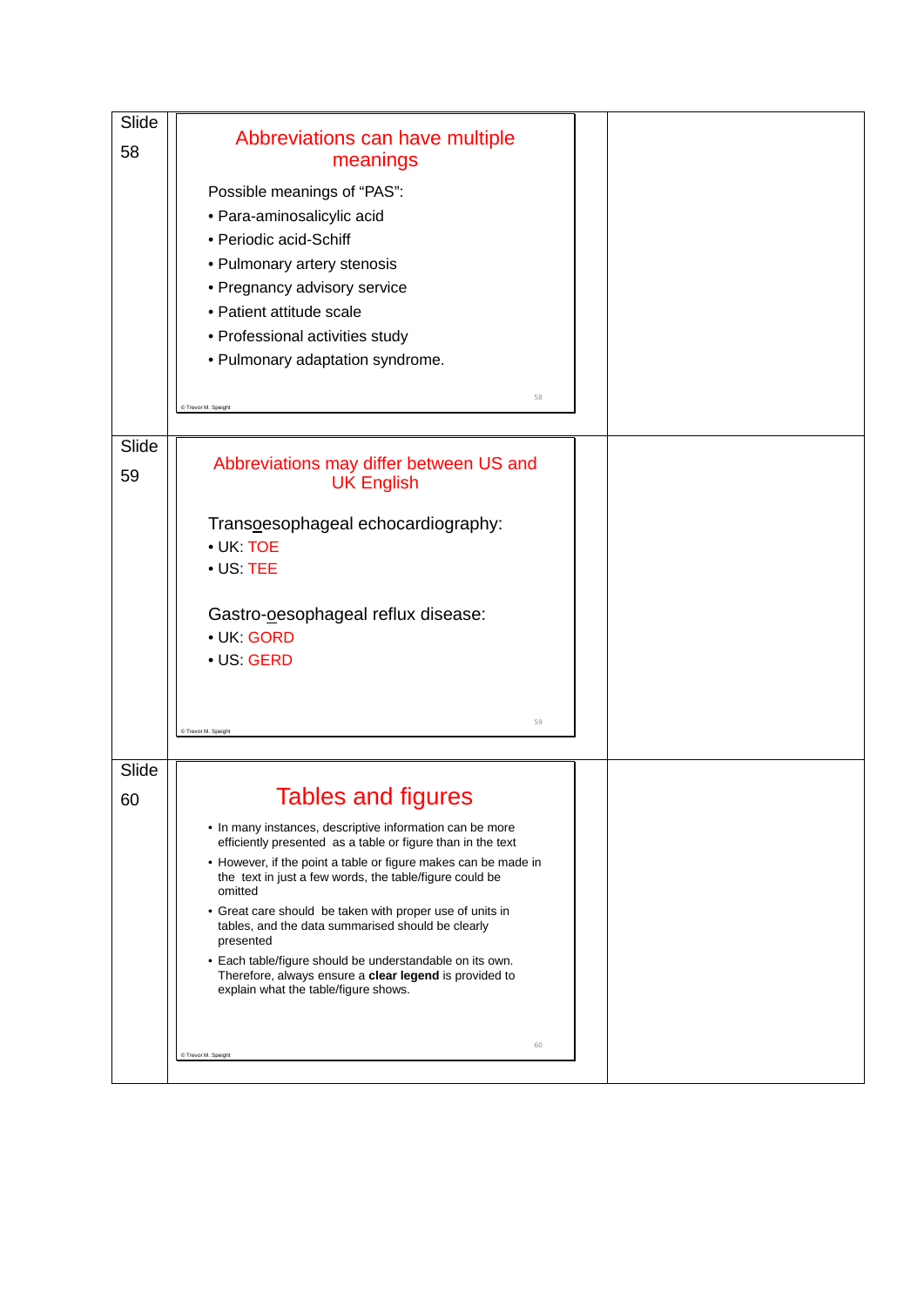Slide 58

## Abbreviations can have multiple meanings

Possible meanings of "PAS":

- Para-aminosalicylic acid
- Periodic acid-Schiff
- Pulmonary artery stenosis
- Pregnancy advisory service
- Patient attitude scale
- Professional activities study
- Pulmonary adaptation syndrome.

© Trevor M. Speight

Slide 59

## Abbreviations may differ between US and UK English

Transoesophageal echocardiography:

- UK: TOE
- US: TEE

Gastro-oesophageal reflux disease:

- UK: GORD
- US: GERD

© Trevor M. Speight

Slide 60

## Tables and figures

- In many instances, descriptive information can be more efficiently presented as a table or figure than in the text
- However, if the point a table or figure makes can be made in the text in just a few words, the table/figure could be omitted
- Great care should be taken with proper use of units in tables, and the data summarised should be clearly presented
- Each table/figure should be understandable on its own. Therefore, always ensure a **clear legend** is provided to explain what the table/figure shows.

© Trevor M. Speight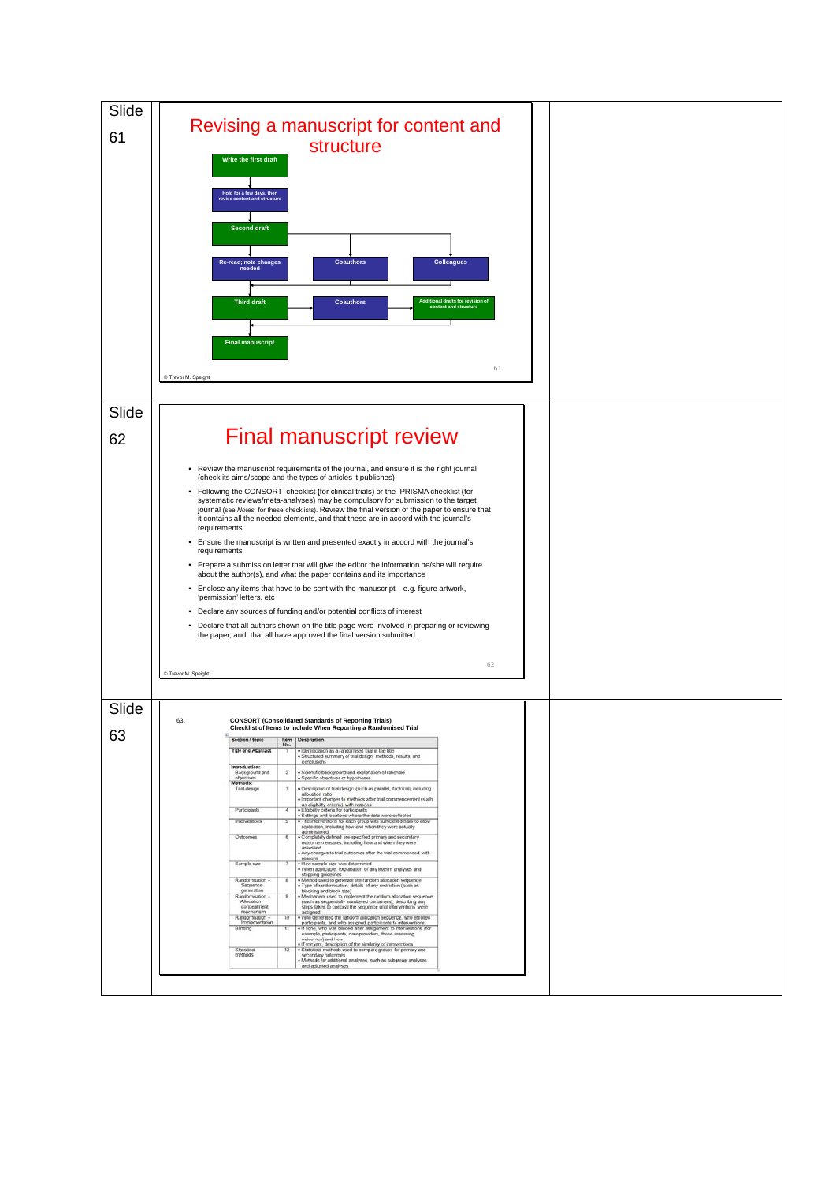Slide 61

# Revising a manuscript for content and structure

Write the first draft → Hold for a few days, then revise content and structure → Second draft → Re-read; note changes needed / Coauthors / Colleagues → Third draft → Coauthors → Additional drafts for revision of content and structure → Final manuscript

© Trevor M. Speight

Slide 62

# Final manuscript review

- Review the manuscript requirements of the journal, and ensure it is the right journal (check its aims/scope and the types of articles it publishes)
- Following the CONSORT checklist (for clinical trials) or the PRISMA checklist (for systematic reviews/meta-analyses) may be compulsory for submission to the target journal (see *Notes* for these checklists). Review the final version of the paper to ensure that it contains all the needed elements, and that these are in accord with the journal's requirements
- Ensure the manuscript is written and presented exactly in accord with the journal's requirements
- Prepare a submission letter that will give the editor the information he/she will require about the author(s), and what the paper contains and its importance
- Enclose any items that have to be sent with the manuscript – e.g. figure artwork, 'permission' letters, etc
- Declare any sources of funding and/or potential conflicts of interest
- Declare that all authors shown on the title page were involved in preparing or reviewing the paper, and that all have approved the final version submitted.

© Trevor M. Speight

Slide 63

63. **CONSORT (Consolidated Standards of Reporting Trials) Checklist of Items to Include When Reporting a Randomised Trial**

| Section / topic | Item No. | Description |
|---|---|---|
| Title and Abstract | 1 | • Identification as a randomised trial in the title<br>• Structured summary of trial design, methods, results, and conclusions |
| **Introduction:** Background and objectives | 2 | • Scientific background and explanation of rationale<br>• Specific objectives or hypotheses |
| **Methods:** Trial design | 3 | • Description of trial design (such as parallel, factorial), including allocation ratio<br>• Important changes to methods after trial commencement (such as eligibility criteria), with reasons |
| Participants | 4 | • Eligibility criteria for participants<br>• Settings and locations where the data were collected |
| Interventions | 5 | • The interventions for each group with sufficient details to allow replication, including how and when they were actually administered |
| Outcomes | 6 | • Completely defined pre-specified primary and secondary outcome measures, including how and when they were assessed<br>• Any changes to trial outcomes after the trial commenced, with reasons |
| Sample size | 7 | • How sample size was determined<br>• When applicable, explanation of any interim analyses and stopping guidelines |
| Randomisation – Sequence generation | 8 | • Method used to generate the random allocation sequence<br>• Type of randomisation; details of any restriction (such as blocking and block size) |
| Randomisation – Allocation concealment mechanism | 9 | • Mechanism used to implement the random allocation sequence (such as sequentially numbered containers), describing any steps taken to conceal the sequence until interventions were assigned |
| Randomisation – Implementation | 10 | • Who generated the random allocation sequence, who enrolled participants, and who assigned participants to interventions |
| Blinding | 11 | • If done, who was blinded after assignment to interventions (for example, participants, care providers, those assessing outcomes) and how<br>• If relevant, description of the similarity of interventions |
| Statistical methods | 12 | • Statistical methods used to compare groups for primary and secondary outcomes<br>• Methods for additional analyses, such as subgroup analyses and adjusted analyses |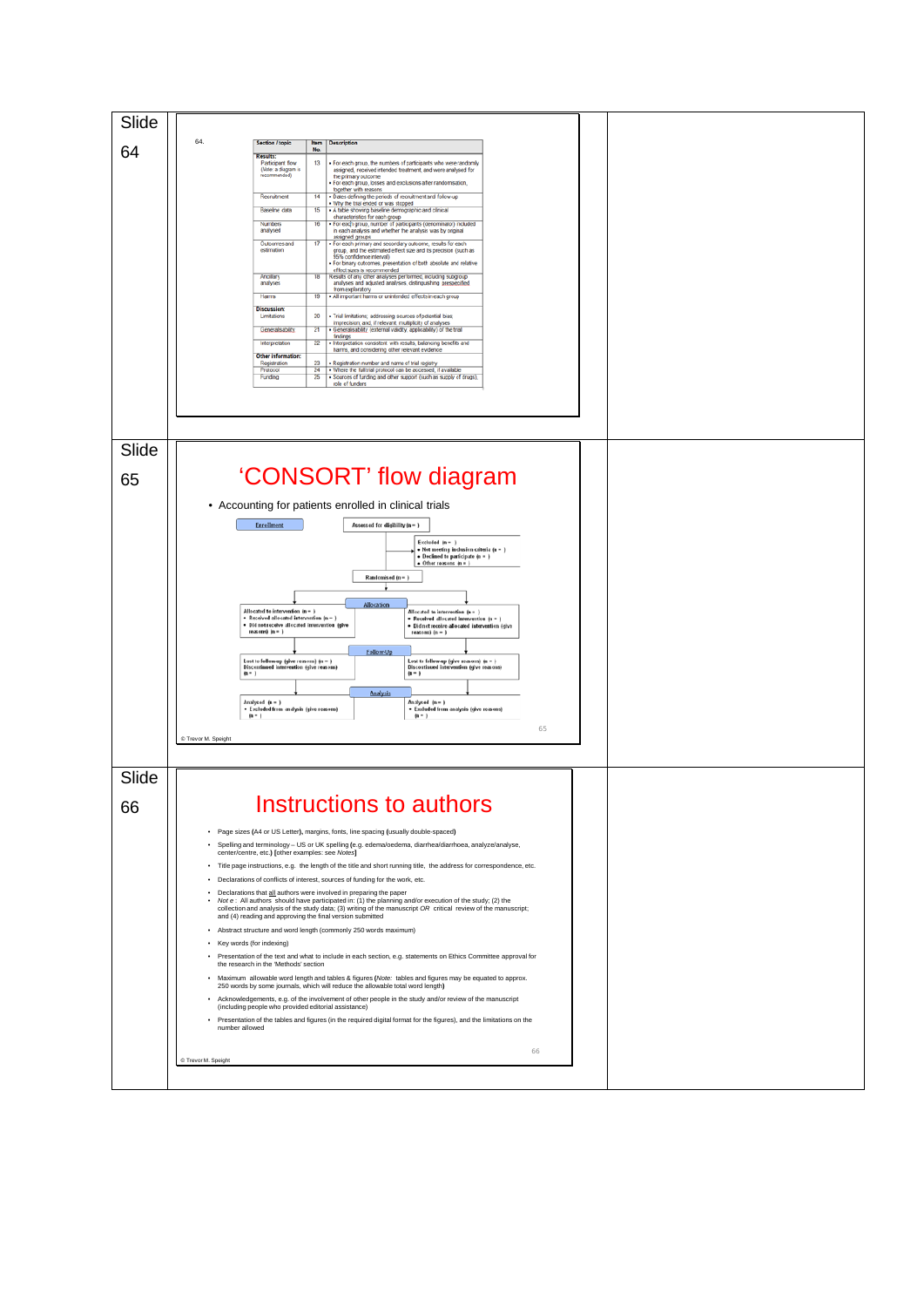Slide 64

64.

| Section / topic | Item No. | Description |
|---|---|---|
| **Results:** | | |
| Participant flow (Note: a diagram is recommended) | 13 | • For each group, the numbers of participants who were randomly assigned, received intended treatment, and were analysed for the primary outcome • For each group, losses and exclusions after randomisation, together with reasons |
| Recruitment | 14 | • Dates defining the periods of recruitment and follow-up • Why the trial ended or was stopped |
| Baseline data | 15 | • A table showing baseline demographic and clinical characteristics for each group |
| Numbers analysed | 16 | • For each group, number of participants (denominator) included in each analysis and whether the analysis was by original assigned groups |
| Outcomes and estimation | 17 | • For each primary and secondary outcome, results for each group, and the estimated effect size and its precision (such as 95% confidence interval) • For binary outcomes, presentation of both absolute and relative effect sizes is recommended |
| Ancillary analyses | 18 | Results of any other analyses performed, including subgroup analyses and adjusted analyses, distinguishing prespecified from exploratory |
| Harms | 19 | • All important harms or unintended effects in each group |
| **Discussion:** | | |
| Limitations | 20 | • Trial limitations, addressing sources of potential bias, imprecision, and, if relevant, multiplicity of analyses |
| Generalisability | 21 | • Generalisability (external validity, applicability) of the trial findings |
| Interpretation | 22 | • Interpretation consistent with results, balancing benefits and harms, and considering other relevant evidence |
| **Other information:** | | |
| Registration | 23 | • Registration number and name of trial registry |
| Protocol | 24 | • Where the full trial protocol can be accessed, if available |
| Funding | 25 | • Sources of funding and other support (such as supply of drugs), role of funders |

Slide 65

# 'CONSORT' flow diagram

- Accounting for patients enrolled in clinical trials

Enrollment

Assessed for eligibility (n= )

Excluded (n= )
- Not meeting inclusion criteria (n= )
- Declined to participate (n= )
- Other reasons (n= )

Randomised (n= )

Allocation

Allocated to intervention (n= )
- Received allocated intervention (n= )
- Did not receive allocated intervention (give reasons) (n= )

Allocated to intervention (n= )
- Received allocated intervention (n= )
- Did not receive allocated intervention (give reasons) (n= )

Follow-Up

Lost to follow-up (give reasons) (n= )
Discontinued intervention (give reasons) (n= )

Lost to follow-up (give reasons) (n= )
Discontinued intervention (give reasons) (n= )

Analysis

Analysed (n= )
- Excluded from analysis (give reasons) (n= )

Analysed (n= )
- Excluded from analysis (give reasons) (n= )

© Trevor M. Speight

Slide 66

# Instructions to authors

- Page sizes (A4 or US Letter), margins, fonts, line spacing (usually double-spaced)
- Spelling and terminology – US or UK spelling (e.g. edema/oedema, diarrhea/diarrhoea, analyze/analyse, center/centre, etc.) [other examples: see *Notes*]
- Title page instructions, e.g. the length of the title and short running title, the address for correspondence, etc.
- Declarations of conflicts of interest, sources of funding for the work, etc.
- Declarations that all authors were involved in preparing the paper
- *Note* : All authors should have participated in: (1) the planning and/or execution of the study; (2) the collection and analysis of the study data; (3) writing of the manuscript *OR* critical review of the manuscript; and (4) reading and approving the final version submitted
- Abstract structure and word length (commonly 250 words maximum)
- Key words (for indexing)
- Presentation of the text and what to include in each section, e.g. statements on Ethics Committee approval for the research in the 'Methods' section
- Maximum allowable word length and tables & figures (*Note*: tables and figures may be equated to approx. 250 words by some journals, which will reduce the allowable total word length)
- Acknowledgements, e.g. of the involvement of other people in the study and/or review of the manuscript (including people who provided editorial assistance)
- Presentation of the tables and figures (in the required digital format for the figures), and the limitations on the number allowed

© Trevor M. Speight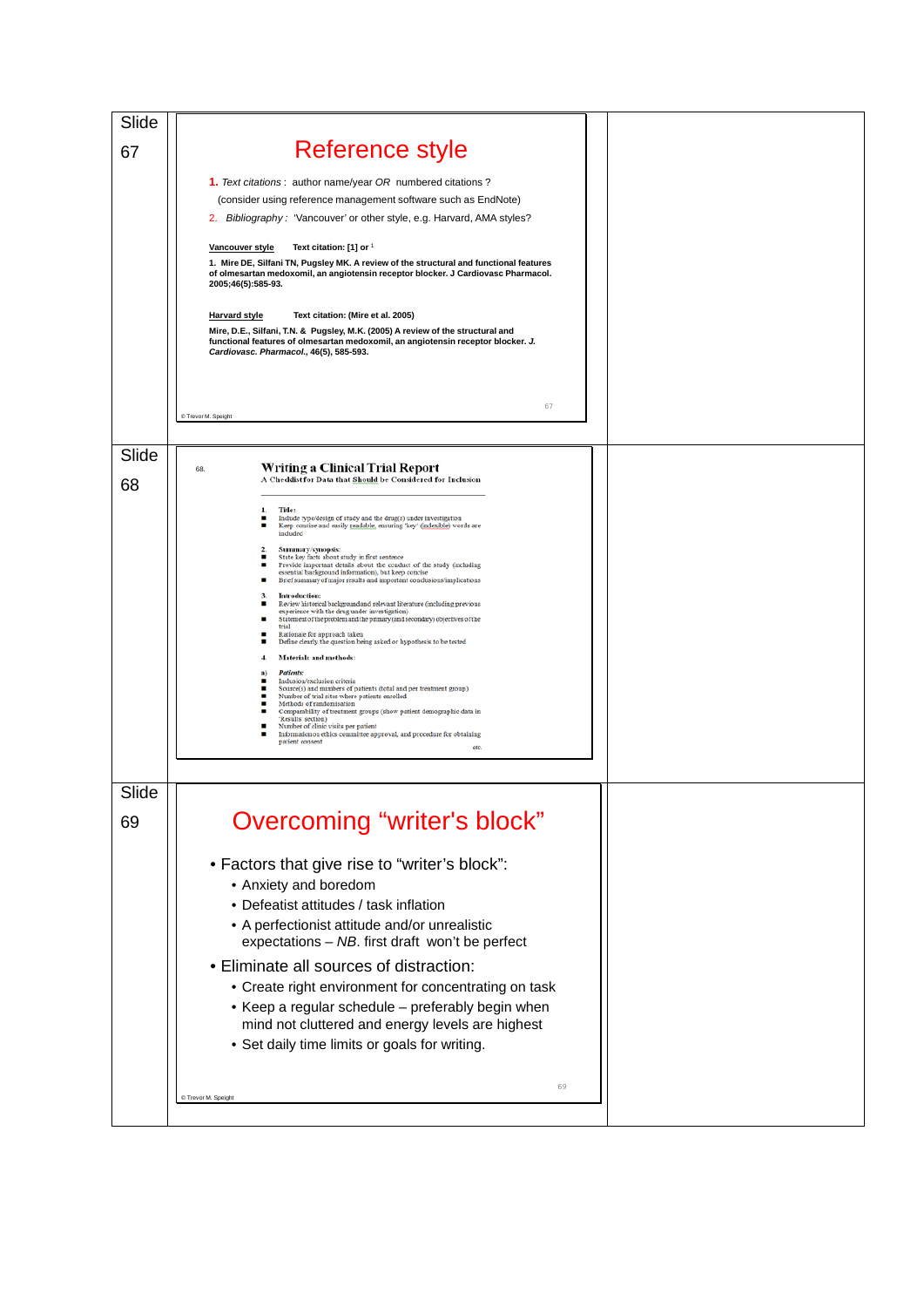Slide 67

## Reference style

**1.** *Text citations* : author name/year *OR* numbered citations ?

(consider using reference management software such as EndNote)

2. *Bibliography* : 'Vancouver' or other style, e.g. Harvard, AMA styles?

**Vancouver style** **Text citation: [1] or [1]**

**1. Mire DE, Silfani TN, Pugsley MK. A review of the structural and functional features of olmesartan medoxomil, an angiotensin receptor blocker. J Cardiovasc Pharmacol. 2005;46(5):585-93.**

**Harvard style** **Text citation: (Mire et al. 2005)**

**Mire, D.E., Silfani, T.N. & Pugsley, M.K. (2005) A review of the structural and functional features of olmesartan medoxomil, an angiotensin receptor blocker. *J. Cardiovasc. Pharmacol.*, 46(5), 585-593.**

© Trevor M. Speight

Slide 68

68.

## Writing a Clinical Trial Report

A Checklist for Data that Should be Considered for Inclusion

1. **Title:**
   - Include type/design of study and the drug(s) under investigation
   - Keep concise and easily readable, ensuring 'key' (indexible) words are included

2. **Summary/synopsis:**
   - State key facts about study in first sentence
   - Provide important details about the conduct of the study (including essential background information), but keep concise
   - Brief summary of major results and important conclusions/implications

3. **Introduction:**
   - Review historical background and relevant literature (including previous experience with the drug under investigation)
   - Statement of the problem and the primary (and secondary) objectives of the trial
   - Rationale for approach taken
   - Define clearly the question being asked or hypothesis to be tested

4. **Materials and methods:**

a) *Patients:*
   - Inclusion/exclusion criteria
   - Source(s) and numbers of patients (total and per treatment group)
   - Number of trial sites where patients enrolled
   - Methods of randomisation
   - Comparability of treatment groups (show patient demographic data in 'Results' section)
   - Number of clinic visits per patient
   - Information on ethics committee approval, and procedure for obtaining patient consent

etc.

Slide 69

## Overcoming "writer's block"

- Factors that give rise to "writer's block":
  - Anxiety and boredom
  - Defeatist attitudes / task inflation
  - A perfectionist attitude and/or unrealistic expectations – *NB*. first draft won't be perfect
- Eliminate all sources of distraction:
  - Create right environment for concentrating on task
  - Keep a regular schedule – preferably begin when mind not cluttered and energy levels are highest
  - Set daily time limits or goals for writing.

© Trevor M. Speight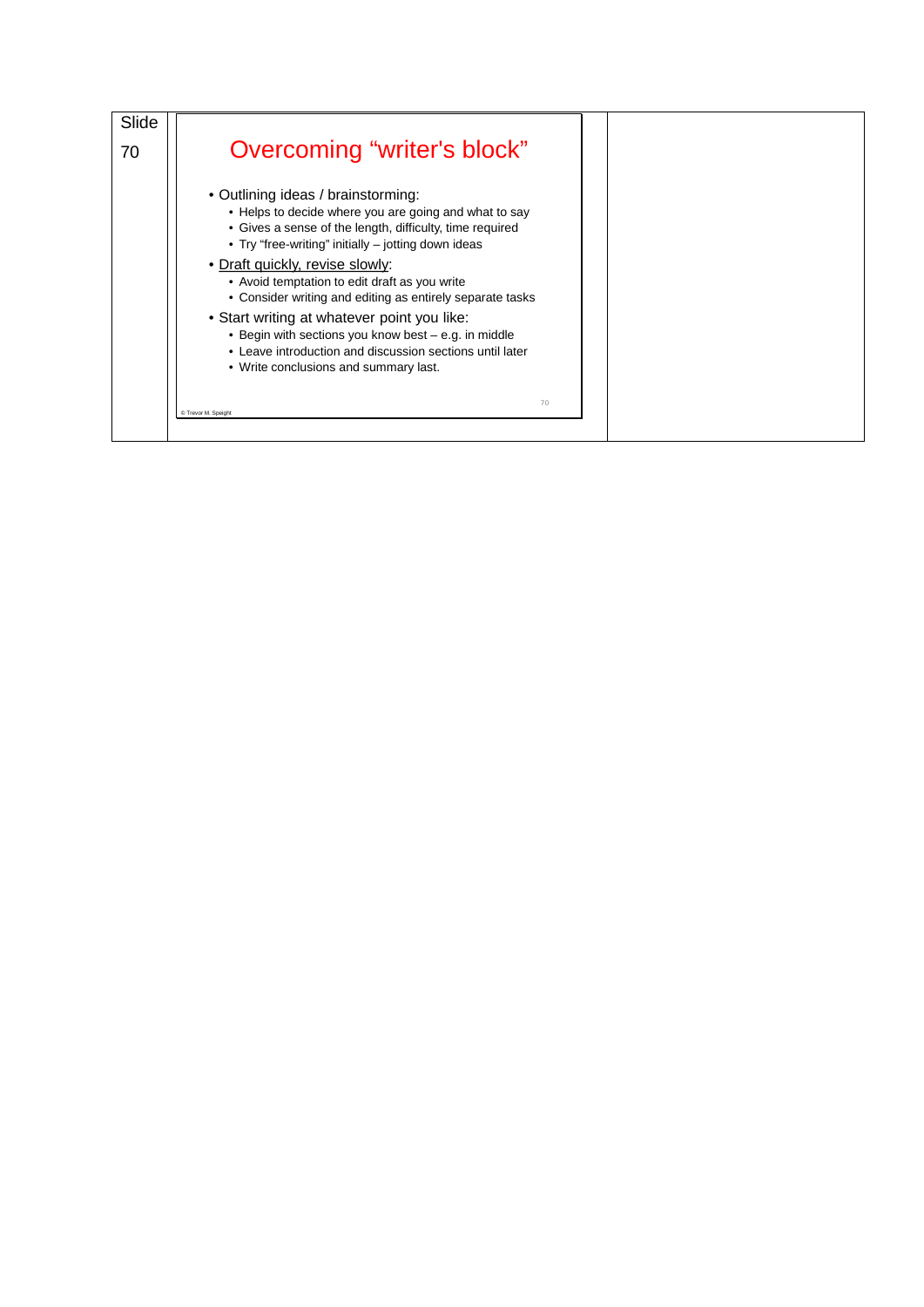Slide 70

## Overcoming "writer's block"

- Outlining ideas / brainstorming:
  - Helps to decide where you are going and what to say
  - Gives a sense of the length, difficulty, time required
  - Try "free-writing" initially – jotting down ideas
- Draft quickly, revise slowly:
  - Avoid temptation to edit draft as you write
  - Consider writing and editing as entirely separate tasks
- Start writing at whatever point you like:
  - Begin with sections you know best – e.g. in middle
  - Leave introduction and discussion sections until later
  - Write conclusions and summary last.

© Trevor M. Speight